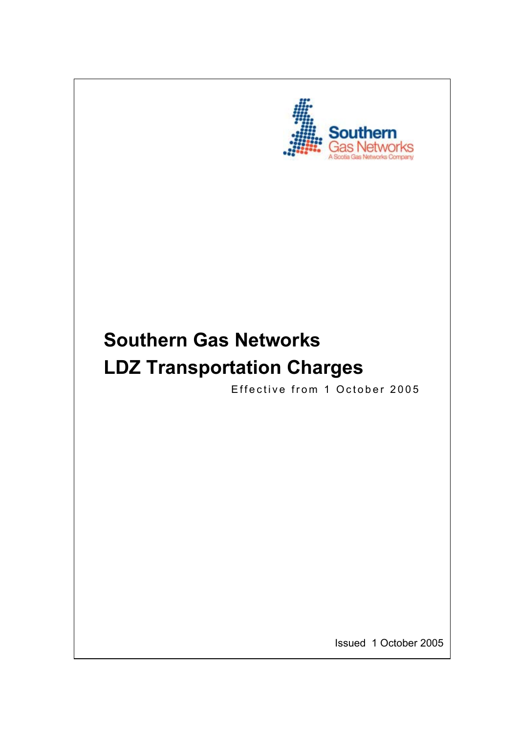Southern
Gas Networks
A Scotia Gas Networks Company

# Southern Gas Networks
# LDZ Transportation Charges

Effective from 1 October 2005

Issued 1 October 2005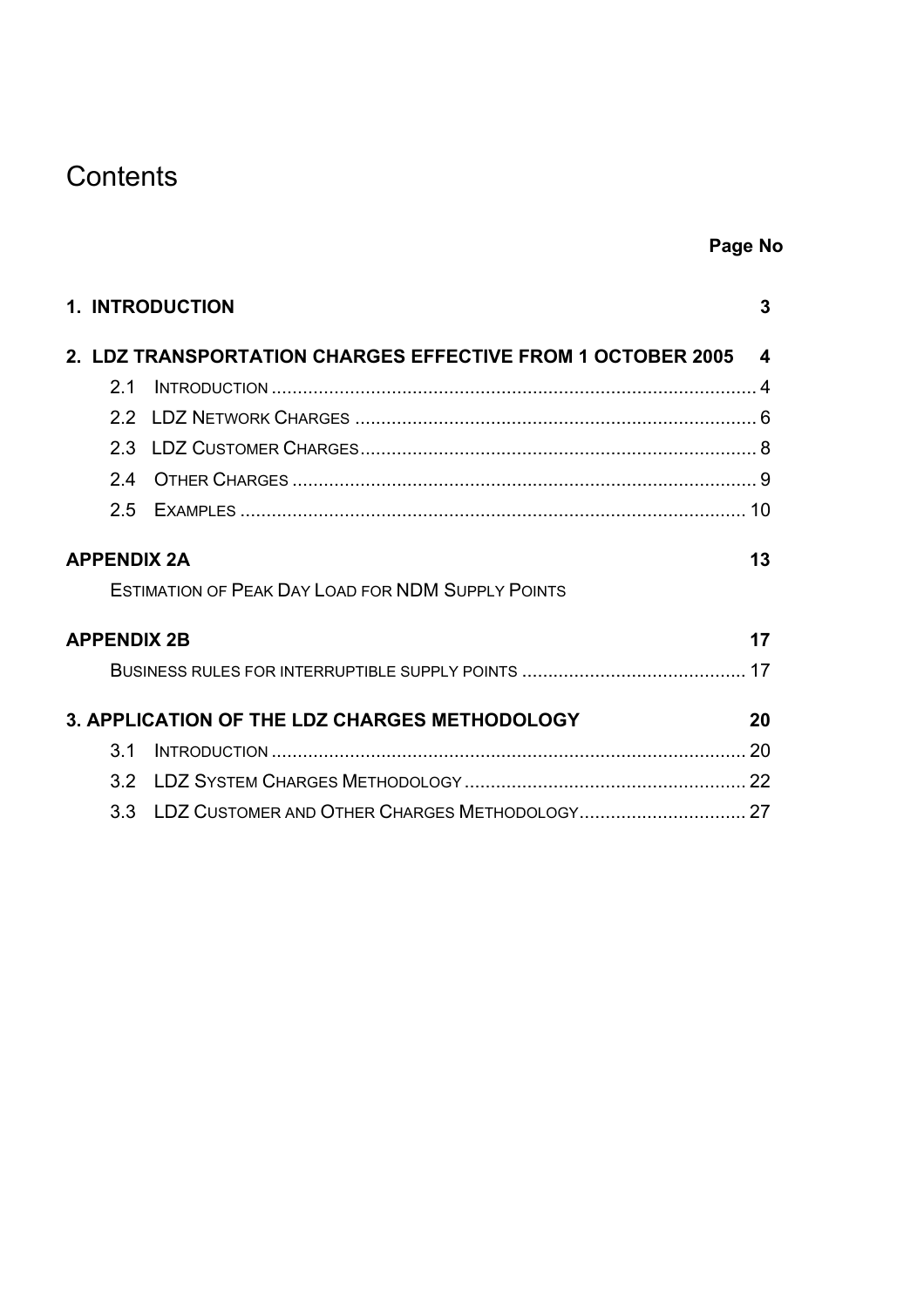# Contents

| | Page No |
|---|---|
| **1. INTRODUCTION** | **3** |
| **2. LDZ TRANSPORTATION CHARGES EFFECTIVE FROM 1 OCTOBER 2005** | **4** |
| 2.1 INTRODUCTION | 4 |
| 2.2 LDZ NETWORK CHARGES | 6 |
| 2.3 LDZ CUSTOMER CHARGES | 8 |
| 2.4 OTHER CHARGES | 9 |
| 2.5 EXAMPLES | 10 |
| **APPENDIX 2A** | **13** |
| ESTIMATION OF PEAK DAY LOAD FOR NDM SUPPLY POINTS | |
| **APPENDIX 2B** | **17** |
| BUSINESS RULES FOR INTERRUPTIBLE SUPPLY POINTS | 17 |
| **3. APPLICATION OF THE LDZ CHARGES METHODOLOGY** | **20** |
| 3.1 INTRODUCTION | 20 |
| 3.2 LDZ SYSTEM CHARGES METHODOLOGY | 22 |
| 3.3 LDZ CUSTOMER AND OTHER CHARGES METHODOLOGY | 27 |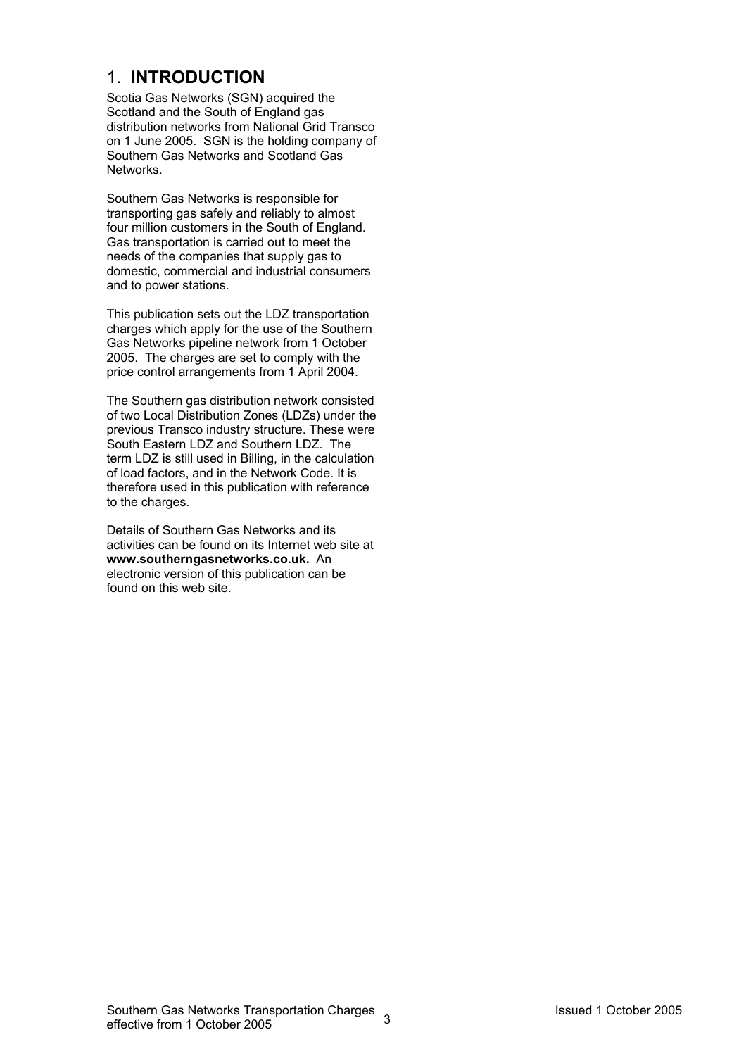# 1. **INTRODUCTION**

Scotia Gas Networks (SGN) acquired the Scotland and the South of England gas distribution networks from National Grid Transco on 1 June 2005. SGN is the holding company of Southern Gas Networks and Scotland Gas Networks.

Southern Gas Networks is responsible for transporting gas safely and reliably to almost four million customers in the South of England. Gas transportation is carried out to meet the needs of the companies that supply gas to domestic, commercial and industrial consumers and to power stations.

This publication sets out the LDZ transportation charges which apply for the use of the Southern Gas Networks pipeline network from 1 October 2005. The charges are set to comply with the price control arrangements from 1 April 2004.

The Southern gas distribution network consisted of two Local Distribution Zones (LDZs) under the previous Transco industry structure. These were South Eastern LDZ and Southern LDZ. The term LDZ is still used in Billing, in the calculation of load factors, and in the Network Code. It is therefore used in this publication with reference to the charges.

Details of Southern Gas Networks and its activities can be found on its Internet web site at **www.southerngasnetworks.co.uk.** An electronic version of this publication can be found on this web site.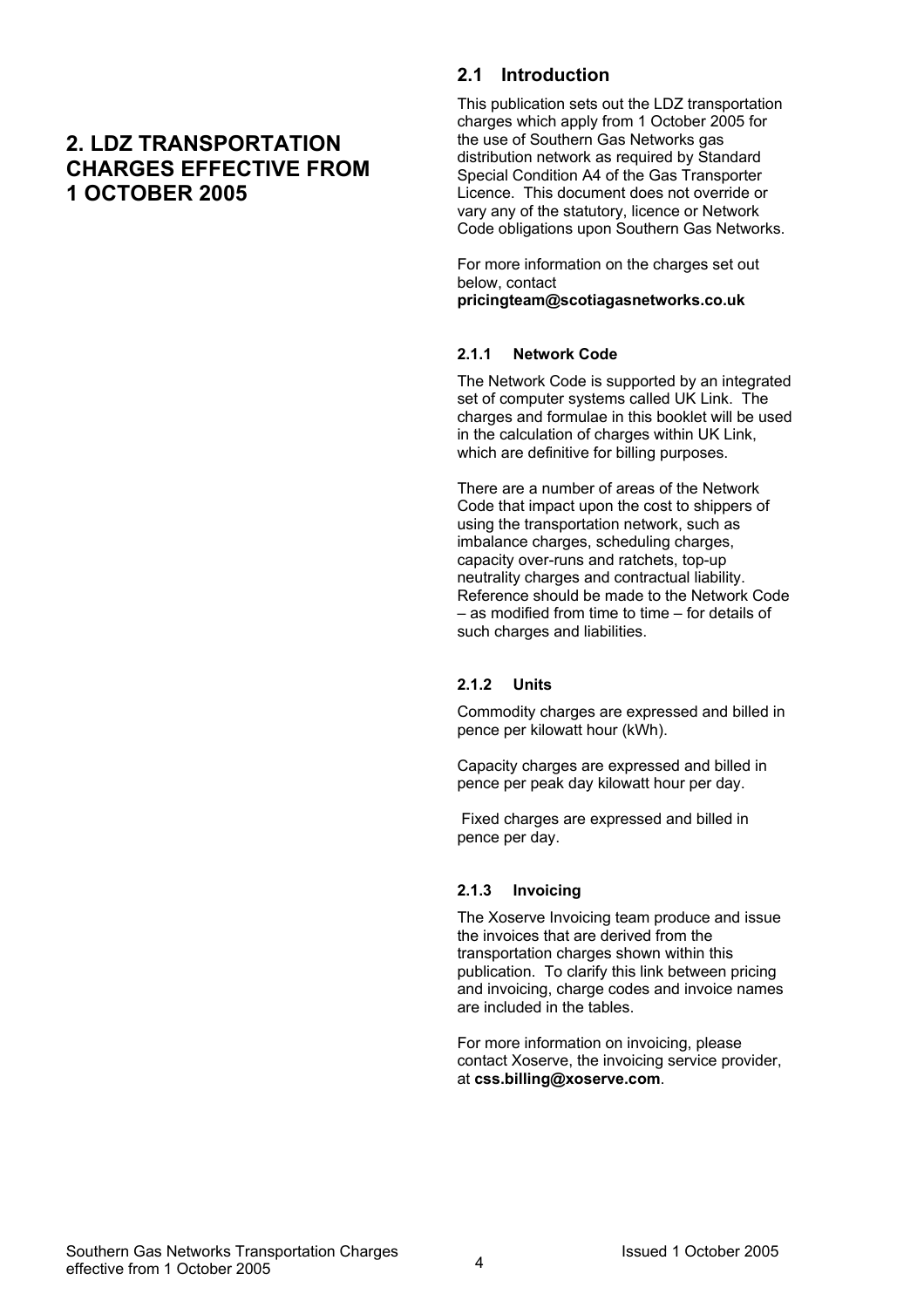# 2. LDZ TRANSPORTATION CHARGES EFFECTIVE FROM 1 OCTOBER 2005

## 2.1 Introduction

This publication sets out the LDZ transportation charges which apply from 1 October 2005 for the use of Southern Gas Networks gas distribution network as required by Standard Special Condition A4 of the Gas Transporter Licence. This document does not override or vary any of the statutory, licence or Network Code obligations upon Southern Gas Networks.

For more information on the charges set out below, contact **pricingteam@scotiagasnetworks.co.uk**

### 2.1.1 Network Code

The Network Code is supported by an integrated set of computer systems called UK Link. The charges and formulae in this booklet will be used in the calculation of charges within UK Link, which are definitive for billing purposes.

There are a number of areas of the Network Code that impact upon the cost to shippers of using the transportation network, such as imbalance charges, scheduling charges, capacity over-runs and ratchets, top-up neutrality charges and contractual liability. Reference should be made to the Network Code – as modified from time to time – for details of such charges and liabilities.

### 2.1.2 Units

Commodity charges are expressed and billed in pence per kilowatt hour (kWh).

Capacity charges are expressed and billed in pence per peak day kilowatt hour per day.

Fixed charges are expressed and billed in pence per day.

### 2.1.3 Invoicing

The Xoserve Invoicing team produce and issue the invoices that are derived from the transportation charges shown within this publication. To clarify this link between pricing and invoicing, charge codes and invoice names are included in the tables.

For more information on invoicing, please contact Xoserve, the invoicing service provider, at **css.billing@xoserve.com**.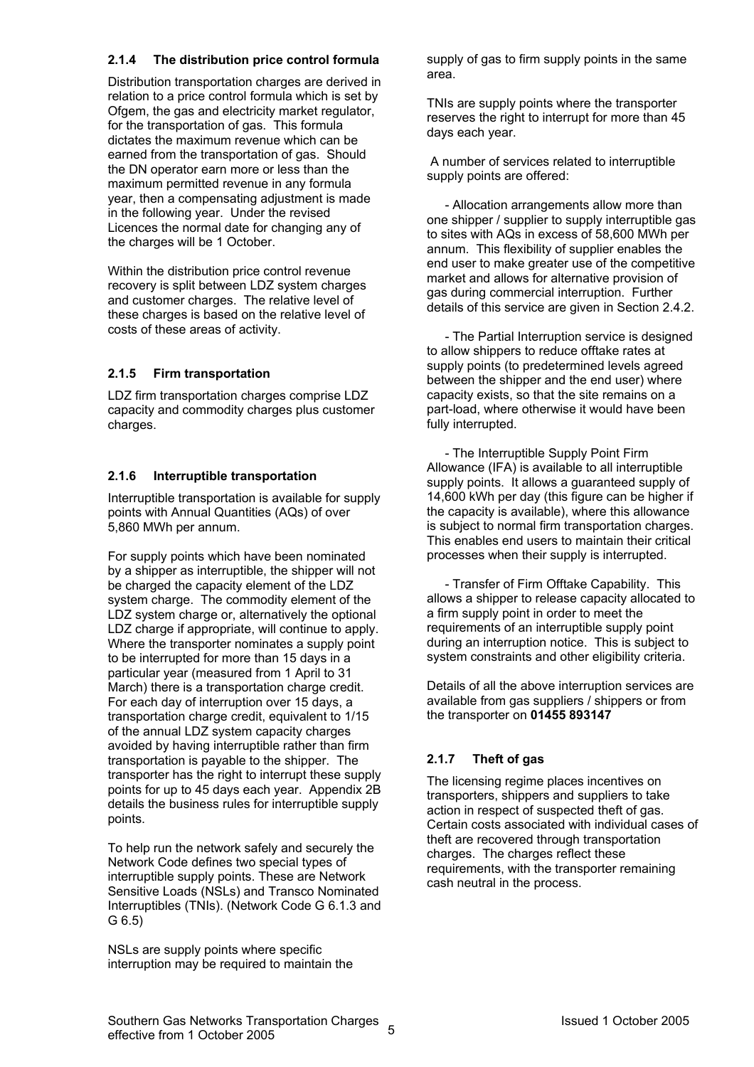### 2.1.4 The distribution price control formula

Distribution transportation charges are derived in relation to a price control formula which is set by Ofgem, the gas and electricity market regulator, for the transportation of gas. This formula dictates the maximum revenue which can be earned from the transportation of gas. Should the DN operator earn more or less than the maximum permitted revenue in any formula year, then a compensating adjustment is made in the following year. Under the revised Licences the normal date for changing any of the charges will be 1 October.

Within the distribution price control revenue recovery is split between LDZ system charges and customer charges. The relative level of these charges is based on the relative level of costs of these areas of activity.

### 2.1.5 Firm transportation

LDZ firm transportation charges comprise LDZ capacity and commodity charges plus customer charges.

### 2.1.6 Interruptible transportation

Interruptible transportation is available for supply points with Annual Quantities (AQs) of over 5,860 MWh per annum.

For supply points which have been nominated by a shipper as interruptible, the shipper will not be charged the capacity element of the LDZ system charge. The commodity element of the LDZ system charge or, alternatively the optional LDZ charge if appropriate, will continue to apply. Where the transporter nominates a supply point to be interrupted for more than 15 days in a particular year (measured from 1 April to 31 March) there is a transportation charge credit. For each day of interruption over 15 days, a transportation charge credit, equivalent to 1/15 of the annual LDZ system capacity charges avoided by having interruptible rather than firm transportation is payable to the shipper. The transporter has the right to interrupt these supply points for up to 45 days each year. Appendix 2B details the business rules for interruptible supply points.

To help run the network safely and securely the Network Code defines two special types of interruptible supply points. These are Network Sensitive Loads (NSLs) and Transco Nominated Interruptibles (TNIs). (Network Code G 6.1.3 and G 6.5)

NSLs are supply points where specific interruption may be required to maintain the supply of gas to firm supply points in the same area.

TNIs are supply points where the transporter reserves the right to interrupt for more than 45 days each year.

A number of services related to interruptible supply points are offered:

- Allocation arrangements allow more than one shipper / supplier to supply interruptible gas to sites with AQs in excess of 58,600 MWh per annum. This flexibility of supplier enables the end user to make greater use of the competitive market and allows for alternative provision of gas during commercial interruption. Further details of this service are given in Section 2.4.2.

- The Partial Interruption service is designed to allow shippers to reduce offtake rates at supply points (to predetermined levels agreed between the shipper and the end user) where capacity exists, so that the site remains on a part-load, where otherwise it would have been fully interrupted.

- The Interruptible Supply Point Firm Allowance (IFA) is available to all interruptible supply points. It allows a guaranteed supply of 14,600 kWh per day (this figure can be higher if the capacity is available), where this allowance is subject to normal firm transportation charges. This enables end users to maintain their critical processes when their supply is interrupted.

- Transfer of Firm Offtake Capability. This allows a shipper to release capacity allocated to a firm supply point in order to meet the requirements of an interruptible supply point during an interruption notice. This is subject to system constraints and other eligibility criteria.

Details of all the above interruption services are available from gas suppliers / shippers or from the transporter on **01455 893147**

### 2.1.7 Theft of gas

The licensing regime places incentives on transporters, shippers and suppliers to take action in respect of suspected theft of gas. Certain costs associated with individual cases of theft are recovered through transportation charges. The charges reflect these requirements, with the transporter remaining cash neutral in the process.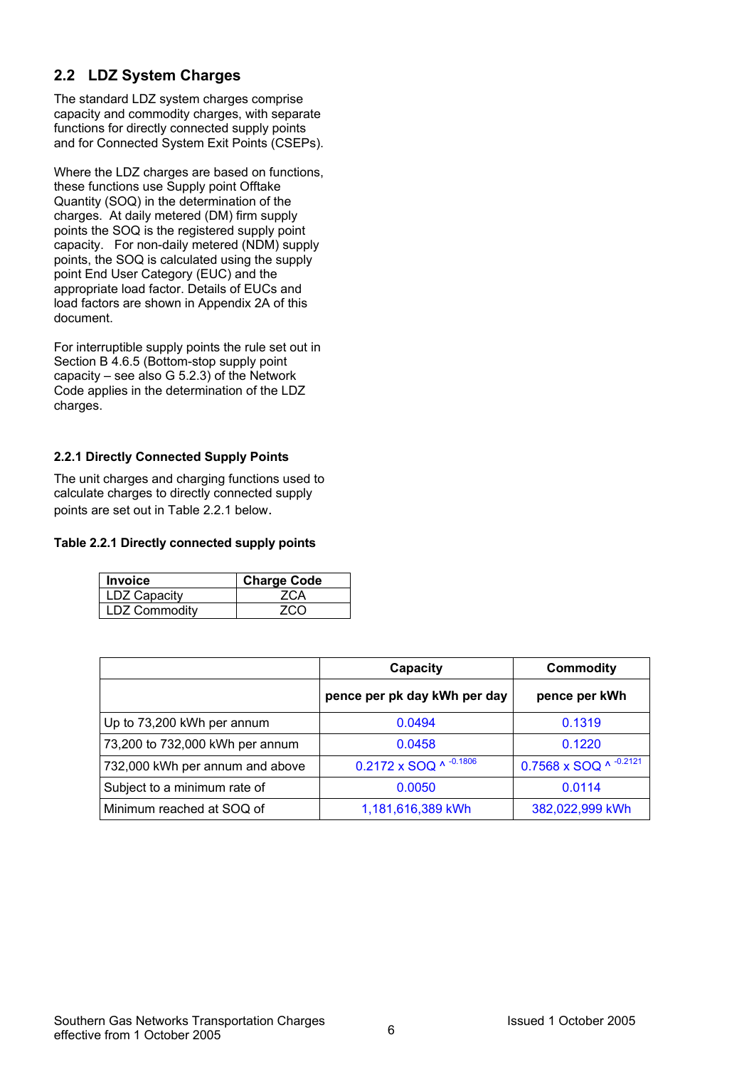## 2.2 LDZ System Charges

The standard LDZ system charges comprise capacity and commodity charges, with separate functions for directly connected supply points and for Connected System Exit Points (CSEPs).

Where the LDZ charges are based on functions, these functions use Supply point Offtake Quantity (SOQ) in the determination of the charges. At daily metered (DM) firm supply points the SOQ is the registered supply point capacity. For non-daily metered (NDM) supply points, the SOQ is calculated using the supply point End User Category (EUC) and the appropriate load factor. Details of EUCs and load factors are shown in Appendix 2A of this document.

For interruptible supply points the rule set out in Section B 4.6.5 (Bottom-stop supply point capacity – see also G 5.2.3) of the Network Code applies in the determination of the LDZ charges.

### 2.2.1 Directly Connected Supply Points

The unit charges and charging functions used to calculate charges to directly connected supply points are set out in Table 2.2.1 below.

**Table 2.2.1 Directly connected supply points**

| Invoice | Charge Code |
|---|---|
| LDZ Capacity | ZCA |
| LDZ Commodity | ZCO |

| | Capacity | Commodity |
|---|---|---|
| | pence per pk day kWh per day | pence per kWh |
| Up to 73,200 kWh per annum | 0.0494 | 0.1319 |
| 73,200 to 732,000 kWh per annum | 0.0458 | 0.1220 |
| 732,000 kWh per annum and above | $0.2172 \times SOQ \wedge {}^{-0.1806}$ | $0.7568 \times SOQ \wedge {}^{-0.2121}$ |
| Subject to a minimum rate of | 0.0050 | 0.0114 |
| Minimum reached at SOQ of | 1,181,616,389 kWh | 382,022,999 kWh |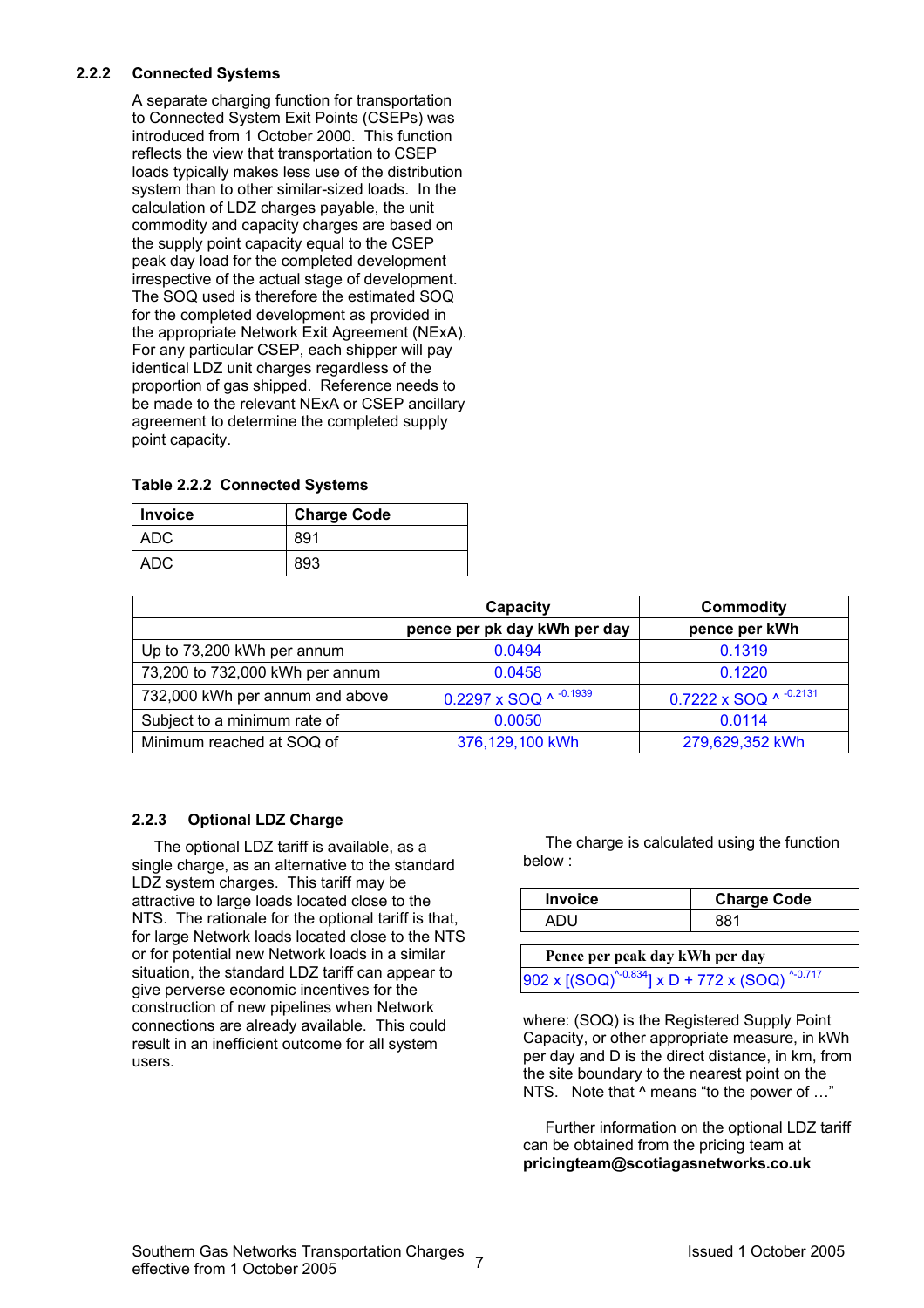### 2.2.2 Connected Systems

A separate charging function for transportation to Connected System Exit Points (CSEPs) was introduced from 1 October 2000. This function reflects the view that transportation to CSEP loads typically makes less use of the distribution system than to other similar-sized loads. In the calculation of LDZ charges payable, the unit commodity and capacity charges are based on the supply point capacity equal to the CSEP peak day load for the completed development irrespective of the actual stage of development. The SOQ used is therefore the estimated SOQ for the completed development as provided in the appropriate Network Exit Agreement (NExA). For any particular CSEP, each shipper will pay identical LDZ unit charges regardless of the proportion of gas shipped. Reference needs to be made to the relevant NExA or CSEP ancillary agreement to determine the completed supply point capacity.

**Table 2.2.2 Connected Systems**

| Invoice | Charge Code |
|---|---|
| ADC | 891 |
| ADC | 893 |

| | Capacity | Commodity |
|---|---|---|
| | pence per pk day kWh per day | pence per kWh |
| Up to 73,200 kWh per annum | 0.0494 | 0.1319 |
| 73,200 to 732,000 kWh per annum | 0.0458 | 0.1220 |
| 732,000 kWh per annum and above | $0.2297 \times SOQ \wedge^{-0.1939}$ | $0.7222 \times SOQ \wedge^{-0.2131}$ |
| Subject to a minimum rate of | 0.0050 | 0.0114 |
| Minimum reached at SOQ of | 376,129,100 kWh | 279,629,352 kWh |

### 2.2.3 Optional LDZ Charge

The optional LDZ tariff is available, as a single charge, as an alternative to the standard LDZ system charges. This tariff may be attractive to large loads located close to the NTS. The rationale for the optional tariff is that, for large Network loads located close to the NTS or for potential new Network loads in a similar situation, the standard LDZ tariff can appear to give perverse economic incentives for the construction of new pipelines when Network connections are already available. This could result in an inefficient outcome for all system users.

The charge is calculated using the function below :

| Invoice | Charge Code |
|---|---|
| ADU | 881 |

| Pence per peak day kWh per day |
|---|
| $902 \times [(SOQ)^{\wedge -0.834}] \times D + 772 \times (SOQ)^{\wedge -0.717}$ |

where: (SOQ) is the Registered Supply Point Capacity, or other appropriate measure, in kWh per day and D is the direct distance, in km, from the site boundary to the nearest point on the NTS. Note that ^ means "to the power of …"

Further information on the optional LDZ tariff can be obtained from the pricing team at **pricingteam@scotiagasnetworks.co.uk**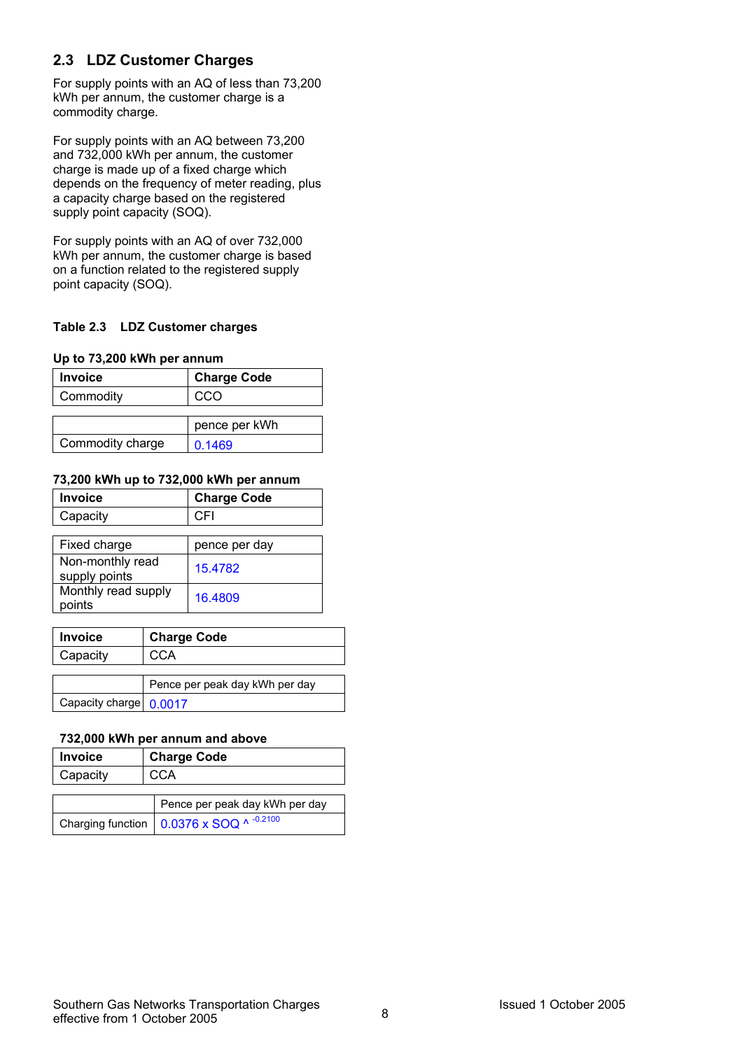## 2.3 LDZ Customer Charges

For supply points with an AQ of less than 73,200 kWh per annum, the customer charge is a commodity charge.

For supply points with an AQ between 73,200 and 732,000 kWh per annum, the customer charge is made up of a fixed charge which depends on the frequency of meter reading, plus a capacity charge based on the registered supply point capacity (SOQ).

For supply points with an AQ of over 732,000 kWh per annum, the customer charge is based on a function related to the registered supply point capacity (SOQ).

**Table 2.3 LDZ Customer charges**

**Up to 73,200 kWh per annum**

| Invoice | Charge Code |
|---|---|
| Commodity | CCO |

| | pence per kWh |
|---|---|
| Commodity charge | 0.1469 |

**73,200 kWh up to 732,000 kWh per annum**

| Invoice | Charge Code |
|---|---|
| Capacity | CFI |

| Fixed charge | pence per day |
|---|---|
| Non-monthly read supply points | 15.4782 |
| Monthly read supply points | 16.4809 |

| Invoice | Charge Code |
|---|---|
| Capacity | CCA |

| | Pence per peak day kWh per day |
|---|---|
| Capacity charge | 0.0017 |

**732,000 kWh per annum and above**

| Invoice | Charge Code |
|---|---|
| Capacity | CCA |

| | Pence per peak day kWh per day |
|---|---|
| Charging function | $0.0376 \times SOQ \wedge {}^{-0.2100}$ |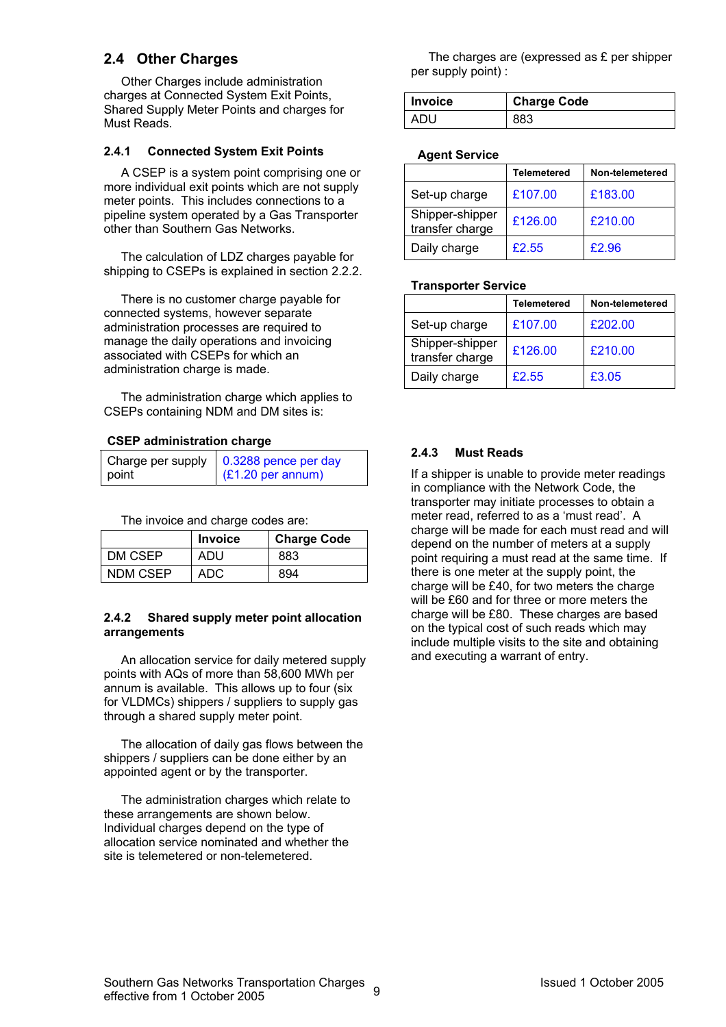## 2.4 Other Charges

Other Charges include administration charges at Connected System Exit Points, Shared Supply Meter Points and charges for Must Reads.

### 2.4.1 Connected System Exit Points

A CSEP is a system point comprising one or more individual exit points which are not supply meter points. This includes connections to a pipeline system operated by a Gas Transporter other than Southern Gas Networks.

The calculation of LDZ charges payable for shipping to CSEPs is explained in section 2.2.2.

There is no customer charge payable for connected systems, however separate administration processes are required to manage the daily operations and invoicing associated with CSEPs for which an administration charge is made.

The administration charge which applies to CSEPs containing NDM and DM sites is:

**CSEP administration charge**

| | |
|---|---|
| Charge per supply point | 0.3288 pence per day (£1.20 per annum) |

The invoice and charge codes are:

| | Invoice | Charge Code |
|---|---|---|
| DM CSEP | ADU | 883 |
| NDM CSEP | ADC | 894 |

### 2.4.2 Shared supply meter point allocation arrangements

An allocation service for daily metered supply points with AQs of more than 58,600 MWh per annum is available. This allows up to four (six for VLDMCs) shippers / suppliers to supply gas through a shared supply meter point.

The allocation of daily gas flows between the shippers / suppliers can be done either by an appointed agent or by the transporter.

The administration charges which relate to these arrangements are shown below. Individual charges depend on the type of allocation service nominated and whether the site is telemetered or non-telemetered.

The charges are (expressed as £ per shipper per supply point) :

| Invoice | Charge Code |
|---|---|
| ADU | 883 |

**Agent Service**

| | Telemetered | Non-telemetered |
|---|---|---|
| Set-up charge | £107.00 | £183.00 |
| Shipper-shipper transfer charge | £126.00 | £210.00 |
| Daily charge | £2.55 | £2.96 |

**Transporter Service**

| | Telemetered | Non-telemetered |
|---|---|---|
| Set-up charge | £107.00 | £202.00 |
| Shipper-shipper transfer charge | £126.00 | £210.00 |
| Daily charge | £2.55 | £3.05 |

### 2.4.3 Must Reads

If a shipper is unable to provide meter readings in compliance with the Network Code, the transporter may initiate processes to obtain a meter read, referred to as a 'must read'. A charge will be made for each must read and will depend on the number of meters at a supply point requiring a must read at the same time. If there is one meter at the supply point, the charge will be £40, for two meters the charge will be £60 and for three or more meters the charge will be £80. These charges are based on the typical cost of such reads which may include multiple visits to the site and obtaining and executing a warrant of entry.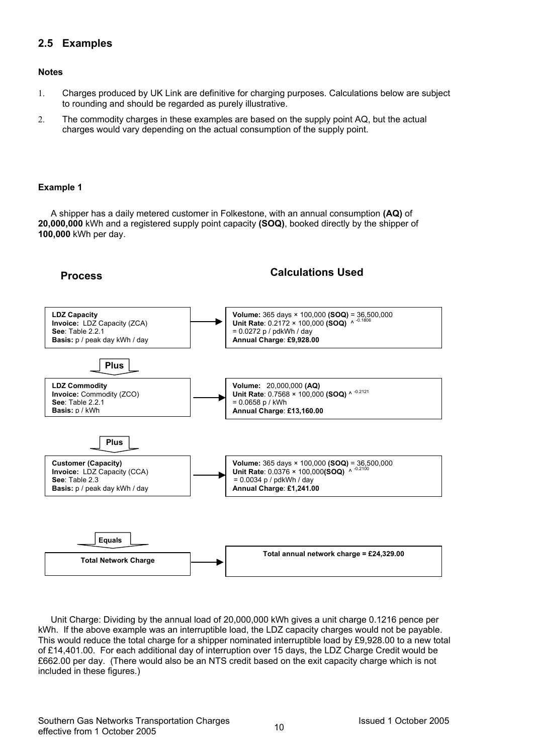## 2.5 Examples

**Notes**

1. Charges produced by UK Link are definitive for charging purposes. Calculations below are subject to rounding and should be regarded as purely illustrative.
2. The commodity charges in these examples are based on the supply point AQ, but the actual charges would vary depending on the actual consumption of the supply point.

**Example 1**

A shipper has a daily metered customer in Folkestone, with an annual consumption **(AQ)** of **20,000,000** kWh and a registered supply point capacity **(SOQ)**, booked directly by the shipper of **100,000** kWh per day.

| Process | Calculations Used |
|---|---|
| **LDZ Capacity**<br>**Invoice:** LDZ Capacity (ZCA)<br>**See**: Table 2.2.1<br>**Basis:** p / peak day kWh / day | **Volume:** 365 days × 100,000 **(SOQ)** = 36,500,000<br>**Unit Rate**: 0.2172 × 100,000 **(SOQ)** ^ $^{-0.1806}$<br>= 0.0272 p / pdkWh / day<br>**Annual Charge**: **£9,928.00** |
| **Plus** | |
| **LDZ Commodity**<br>**Invoice:** Commodity (ZCO)<br>**See**: Table 2.2.1<br>**Basis:** p / kWh | **Volume:** 20,000,000 **(AQ)**<br>**Unit Rate**: 0.7568 × 100,000 **(SOQ)** ^ $^{-0.2121}$<br>= 0.0658 p / kWh<br>**Annual Charge**: **£13,160.00** |
| **Plus** | |
| **Customer (Capacity)**<br>**Invoice:** LDZ Capacity (CCA)<br>**See**: Table 2.3<br>**Basis:** p / peak day kWh / day | **Volume:** 365 days × 100,000 **(SOQ)** = 36,500,000<br>**Unit Rate**: 0.0376 × 100,000**(SOQ)** ^ $^{-0.2100}$<br>= 0.0034 p / pdkWh / day<br>**Annual Charge**: **£1,241.00** |
| **Equals** | |
| **Total Network Charge** | **Total annual network charge = £24,329.00** |

Unit Charge: Dividing by the annual load of 20,000,000 kWh gives a unit charge 0.1216 pence per kWh. If the above example was an interruptible load, the LDZ capacity charges would not be payable. This would reduce the total charge for a shipper nominated interruptible load by £9,928.00 to a new total of £14,401.00. For each additional day of interruption over 15 days, the LDZ Charge Credit would be £662.00 per day. (There would also be an NTS credit based on the exit capacity charge which is not included in these figures.)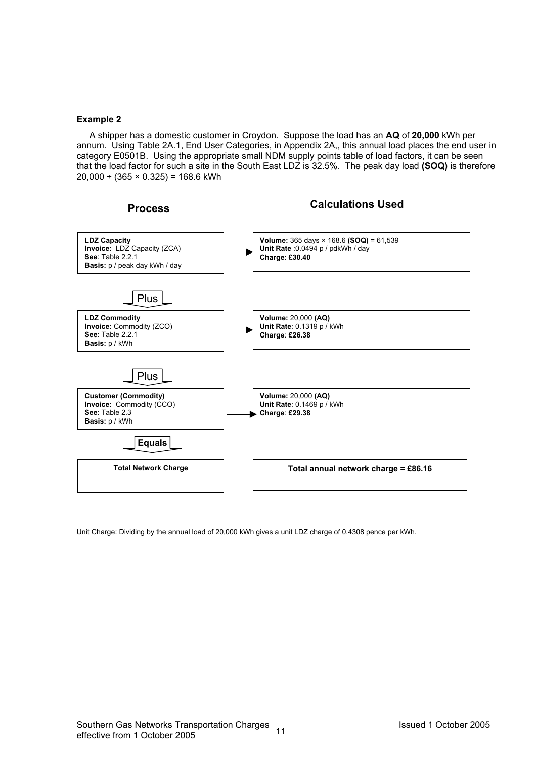**Example 2**

A shipper has a domestic customer in Croydon. Suppose the load has an **AQ** of **20,000** kWh per annum. Using Table 2A.1, End User Categories, in Appendix 2A,, this annual load places the end user in category E0501B. Using the appropriate small NDM supply points table of load factors, it can be seen that the load factor for such a site in the South East LDZ is 32.5%. The peak day load **(SOQ)** is therefore 20,000 ÷ (365 × 0.325) = 168.6 kWh

| Process | Calculations Used |
|---|---|
| **LDZ Capacity**<br>**Invoice:** LDZ Capacity (ZCA)<br>**See**: Table 2.2.1<br>**Basis:** p / peak day kWh / day | **Volume:** 365 days × 168.6 **(SOQ)** = 61,539<br>**Unit Rate** :0.0494 p / pdkWh / day<br>**Charge**: **£30.40** |
| Plus | |
| **LDZ Commodity**<br>**Invoice:** Commodity (ZCO)<br>**See**: Table 2.2.1<br>**Basis:** p / kWh | **Volume:** 20,000 **(AQ)**<br>**Unit Rate**: 0.1319 p / kWh<br>**Charge**: **£26.38** |
| Plus | |
| **Customer (Commodity)**<br>**Invoice:** Commodity (CCO)<br>**See**: Table 2.3<br>**Basis:** p / kWh | **Volume:** 20,000 **(AQ)**<br>**Unit Rate**: 0.1469 p / kWh<br>**Charge**: **£29.38** |
| **Equals** | |
| **Total Network Charge** | **Total annual network charge = £86.16** |

Unit Charge: Dividing by the annual load of 20,000 kWh gives a unit LDZ charge of 0.4308 pence per kWh.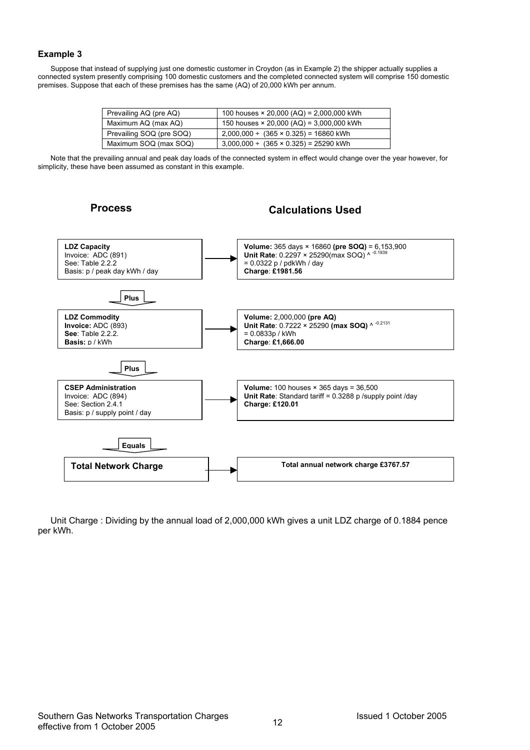### Example 3

Suppose that instead of supplying just one domestic customer in Croydon (as in Example 2) the shipper actually supplies a connected system presently comprising 100 domestic customers and the completed connected system will comprise 150 domestic premises. Suppose that each of these premises has the same (AQ) of 20,000 kWh per annum.

| | |
|---|---|
| Prevailing AQ (pre AQ) | 100 houses × 20,000 (AQ) = 2,000,000 kWh |
| Maximum AQ (max AQ) | 150 houses × 20,000 (AQ) = 3,000,000 kWh |
| Prevailing SOQ (pre SOQ) | 2,000,000 ÷ (365 × 0.325) = 16860 kWh |
| Maximum SOQ (max SOQ) | 3,000,000 ÷ (365 × 0.325) = 25290 kWh |

Note that the prevailing annual and peak day loads of the connected system in effect would change over the year however, for simplicity, these have been assumed as constant in this example.

| Process | Calculations Used |
|---|---|
| **LDZ Capacity**<br>Invoice: ADC (891)<br>See: Table 2.2.2<br>Basis: p / peak day kWh / day | **Volume:** 365 days × 16860 **(pre SOQ)** = 6,153,900<br>**Unit Rate**: 0.2297 × 25290(max SOQ) ^ $^{-0.1939}$<br>= 0.0322 p / pdkWh / day<br>**Charge**: **£1981.56** |
| **Plus** | |
| **LDZ Commodity**<br>**Invoice:** ADC (893)<br>**See**: Table 2.2.2.<br>**Basis:** p / kWh | **Volume:** 2,000,000 **(pre AQ)**<br>**Unit Rate**: 0.7222 × 25290 **(max SOQ)** ^ $^{-0.2131}$<br>= 0.0833p / kWh<br>**Charge**: **£1,666.00** |
| **Plus** | |
| **CSEP Administration**<br>Invoice: ADC (894)<br>See: Section 2.4.1<br>Basis: p / supply point / day | **Volume:** 100 houses × 365 days = 36,500<br>**Unit Rate**: Standard tariff = 0.3288 p /supply point /day<br>**Charge: £120.01** |
| **Equals** | |
| **Total Network Charge** | **Total annual network charge £3767.57** |

Unit Charge : Dividing by the annual load of 2,000,000 kWh gives a unit LDZ charge of 0.1884 pence per kWh.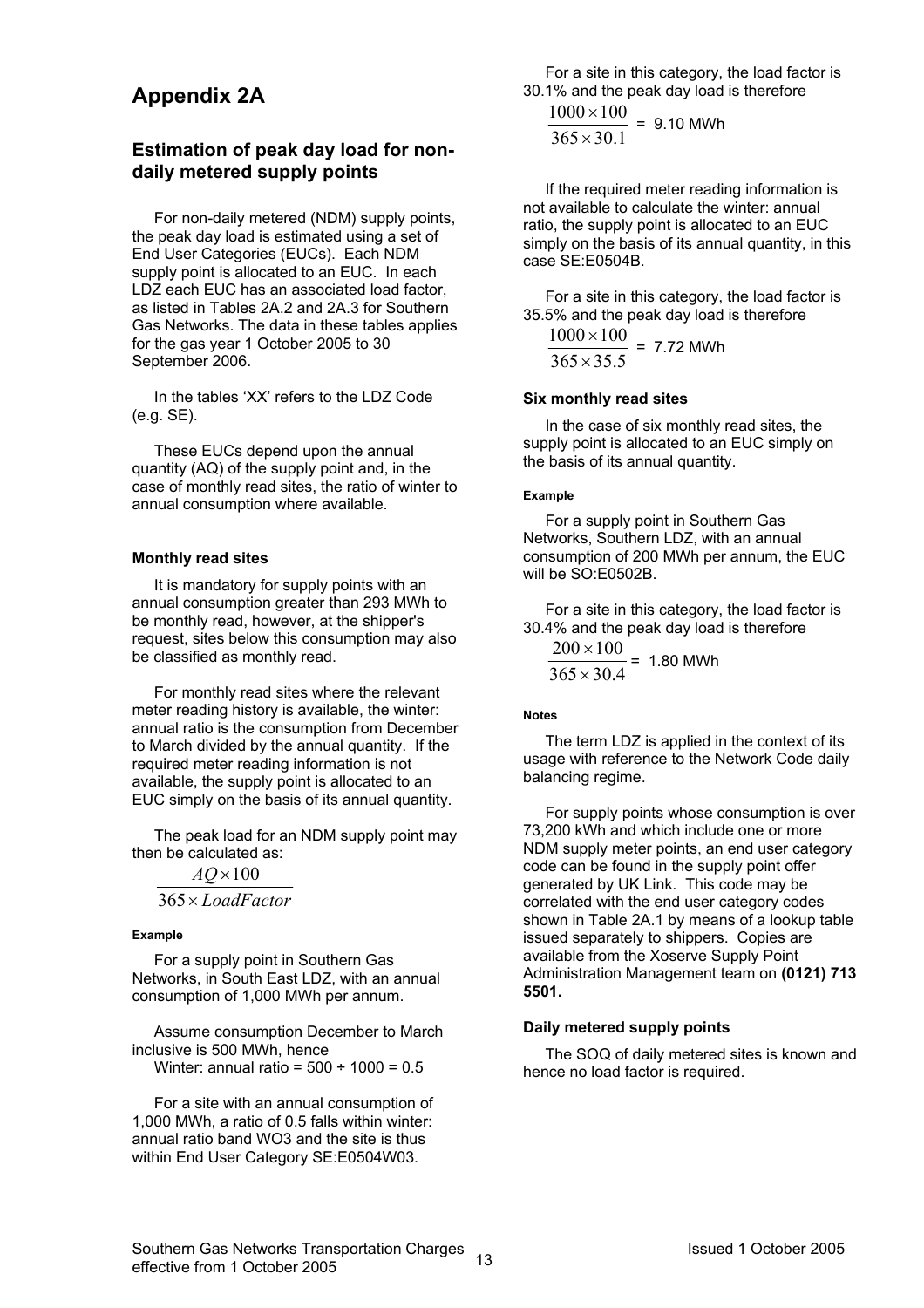# Appendix 2A

## Estimation of peak day load for non-daily metered supply points

For non-daily metered (NDM) supply points, the peak day load is estimated using a set of End User Categories (EUCs). Each NDM supply point is allocated to an EUC. In each LDZ each EUC has an associated load factor, as listed in Tables 2A.2 and 2A.3 for Southern Gas Networks. The data in these tables applies for the gas year 1 October 2005 to 30 September 2006.

In the tables 'XX' refers to the LDZ Code (e.g. SE).

These EUCs depend upon the annual quantity (AQ) of the supply point and, in the case of monthly read sites, the ratio of winter to annual consumption where available.

### Monthly read sites

It is mandatory for supply points with an annual consumption greater than 293 MWh to be monthly read, however, at the shipper's request, sites below this consumption may also be classified as monthly read.

For monthly read sites where the relevant meter reading history is available, the winter: annual ratio is the consumption from December to March divided by the annual quantity. If the required meter reading information is not available, the supply point is allocated to an EUC simply on the basis of its annual quantity.

The peak load for an NDM supply point may then be calculated as:

$$\frac{AQ \times 100}{365 \times LoadFactor}$$

#### Example

For a supply point in Southern Gas Networks, in South East LDZ, with an annual consumption of 1,000 MWh per annum.

Assume consumption December to March inclusive is 500 MWh, hence
Winter: annual ratio = 500 ÷ 1000 = 0.5

For a site with an annual consumption of 1,000 MWh, a ratio of 0.5 falls within winter: annual ratio band WO3 and the site is thus within End User Category SE:E0504W03.

For a site in this category, the load factor is 30.1% and the peak day load is therefore

$$\frac{1000 \times 100}{365 \times 30.1} = 9.10 \text{ MWh}$$

If the required meter reading information is not available to calculate the winter: annual ratio, the supply point is allocated to an EUC simply on the basis of its annual quantity, in this case SE:E0504B.

For a site in this category, the load factor is 35.5% and the peak day load is therefore

$$\frac{1000 \times 100}{365 \times 35.5} = 7.72 \text{ MWh}$$

### Six monthly read sites

In the case of six monthly read sites, the supply point is allocated to an EUC simply on the basis of its annual quantity.

#### Example

For a supply point in Southern Gas Networks, Southern LDZ, with an annual consumption of 200 MWh per annum, the EUC will be SO:E0502B.

For a site in this category, the load factor is 30.4% and the peak day load is therefore

$$\frac{200 \times 100}{365 \times 30.4} = 1.80 \text{ MWh}$$

#### Notes

The term LDZ is applied in the context of its usage with reference to the Network Code daily balancing regime.

For supply points whose consumption is over 73,200 kWh and which include one or more NDM supply meter points, an end user category code can be found in the supply point offer generated by UK Link. This code may be correlated with the end user category codes shown in Table 2A.1 by means of a lookup table issued separately to shippers. Copies are available from the Xoserve Supply Point Administration Management team on **(0121) 713 5501.**

### Daily metered supply points

The SOQ of daily metered sites is known and hence no load factor is required.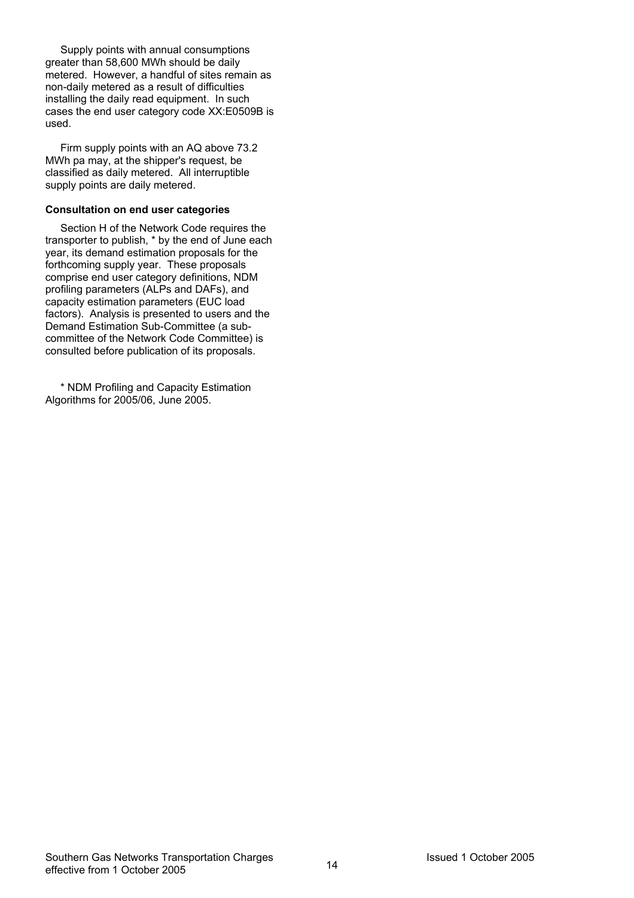Supply points with annual consumptions greater than 58,600 MWh should be daily metered. However, a handful of sites remain as non-daily metered as a result of difficulties installing the daily read equipment. In such cases the end user category code XX:E0509B is used.

Firm supply points with an AQ above 73.2 MWh pa may, at the shipper's request, be classified as daily metered. All interruptible supply points are daily metered.

**Consultation on end user categories**

Section H of the Network Code requires the transporter to publish, * by the end of June each year, its demand estimation proposals for the forthcoming supply year. These proposals comprise end user category definitions, NDM profiling parameters (ALPs and DAFs), and capacity estimation parameters (EUC load factors). Analysis is presented to users and the Demand Estimation Sub-Committee (a sub-committee of the Network Code Committee) is consulted before publication of its proposals.

* NDM Profiling and Capacity Estimation Algorithms for 2005/06, June 2005.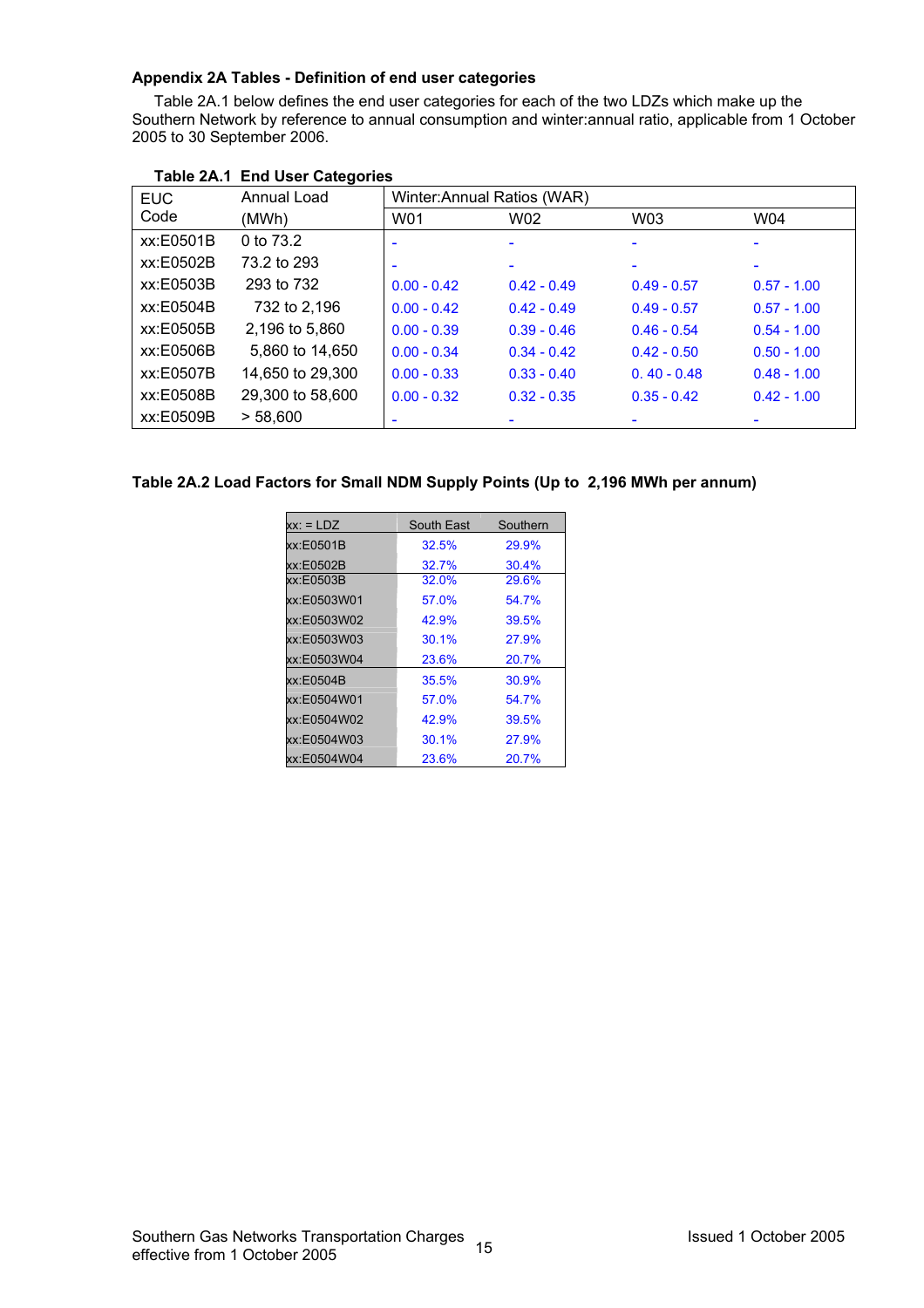**Appendix 2A Tables - Definition of end user categories**

Table 2A.1 below defines the end user categories for each of the two LDZs which make up the Southern Network by reference to annual consumption and winter:annual ratio, applicable from 1 October 2005 to 30 September 2006.

**Table 2A.1 End User Categories**

| EUC Code | Annual Load (MWh) | Winter:Annual Ratios (WAR) | | | |
|---|---|---|---|---|---|
| | | W01 | W02 | W03 | W04 |
| xx:E0501B | 0 to 73.2 | - | - | - | - |
| xx:E0502B | 73.2 to 293 | - | - | - | - |
| xx:E0503B | 293 to 732 | 0.00 - 0.42 | 0.42 - 0.49 | 0.49 - 0.57 | 0.57 - 1.00 |
| xx:E0504B | 732 to 2,196 | 0.00 - 0.42 | 0.42 - 0.49 | 0.49 - 0.57 | 0.57 - 1.00 |
| xx:E0505B | 2,196 to 5,860 | 0.00 - 0.39 | 0.39 - 0.46 | 0.46 - 0.54 | 0.54 - 1.00 |
| xx:E0506B | 5,860 to 14,650 | 0.00 - 0.34 | 0.34 - 0.42 | 0.42 - 0.50 | 0.50 - 1.00 |
| xx:E0507B | 14,650 to 29,300 | 0.00 - 0.33 | 0.33 - 0.40 | 0. 40 - 0.48 | 0.48 - 1.00 |
| xx:E0508B | 29,300 to 58,600 | 0.00 - 0.32 | 0.32 - 0.35 | 0.35 - 0.42 | 0.42 - 1.00 |
| xx:E0509B | > 58,600 | - | - | - | - |

**Table 2A.2 Load Factors for Small NDM Supply Points (Up to 2,196 MWh per annum)**

| xx: = LDZ | South East | Southern |
|---|---|---|
| xx:E0501B | 32.5% | 29.9% |
| xx:E0502B | 32.7% | 30.4% |
| xx:E0503B | 32.0% | 29.6% |
| xx:E0503W01 | 57.0% | 54.7% |
| xx:E0503W02 | 42.9% | 39.5% |
| xx:E0503W03 | 30.1% | 27.9% |
| xx:E0503W04 | 23.6% | 20.7% |
| xx:E0504B | 35.5% | 30.9% |
| xx:E0504W01 | 57.0% | 54.7% |
| xx:E0504W02 | 42.9% | 39.5% |
| xx:E0504W03 | 30.1% | 27.9% |
| xx:E0504W04 | 23.6% | 20.7% |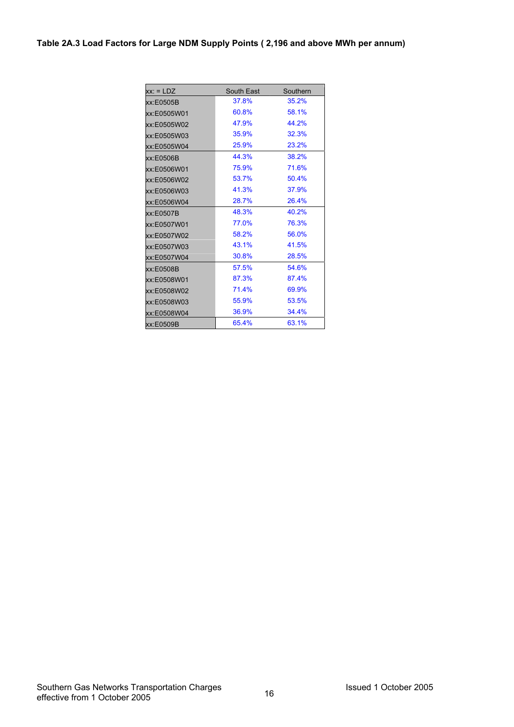**Table 2A.3 Load Factors for Large NDM Supply Points ( 2,196 and above MWh per annum)**

| xx: = LDZ | South East | Southern |
|---|---|---|
| xx:E0505B | 37.8% | 35.2% |
| xx:E0505W01 | 60.8% | 58.1% |
| xx:E0505W02 | 47.9% | 44.2% |
| xx:E0505W03 | 35.9% | 32.3% |
| xx:E0505W04 | 25.9% | 23.2% |
| xx:E0506B | 44.3% | 38.2% |
| xx:E0506W01 | 75.9% | 71.6% |
| xx:E0506W02 | 53.7% | 50.4% |
| xx:E0506W03 | 41.3% | 37.9% |
| xx:E0506W04 | 28.7% | 26.4% |
| xx:E0507B | 48.3% | 40.2% |
| xx:E0507W01 | 77.0% | 76.3% |
| xx:E0507W02 | 58.2% | 56.0% |
| xx:E0507W03 | 43.1% | 41.5% |
| xx:E0507W04 | 30.8% | 28.5% |
| xx:E0508B | 57.5% | 54.6% |
| xx:E0508W01 | 87.3% | 87.4% |
| xx:E0508W02 | 71.4% | 69.9% |
| xx:E0508W03 | 55.9% | 53.5% |
| xx:E0508W04 | 36.9% | 34.4% |
| xx:E0509B | 65.4% | 63.1% |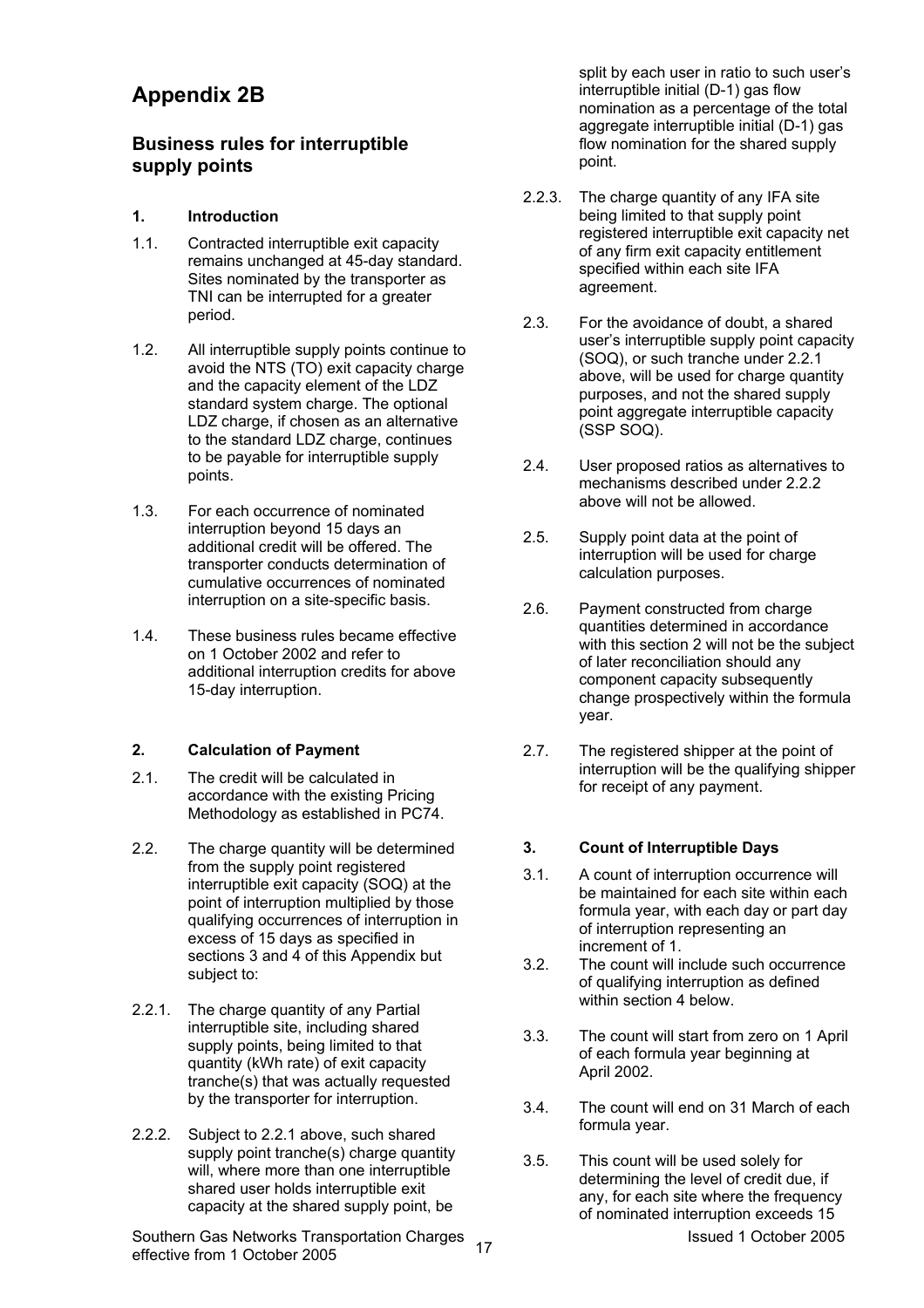# Appendix 2B

## Business rules for interruptible supply points

**1. Introduction**

1.1. Contracted interruptible exit capacity remains unchanged at 45-day standard. Sites nominated by the transporter as TNI can be interrupted for a greater period.

1.2. All interruptible supply points continue to avoid the NTS (TO) exit capacity charge and the capacity element of the LDZ standard system charge. The optional LDZ charge, if chosen as an alternative to the standard LDZ charge, continues to be payable for interruptible supply points.

1.3. For each occurrence of nominated interruption beyond 15 days an additional credit will be offered. The transporter conducts determination of cumulative occurrences of nominated interruption on a site-specific basis.

1.4. These business rules became effective on 1 October 2002 and refer to additional interruption credits for above 15-day interruption.

**2. Calculation of Payment**

2.1. The credit will be calculated in accordance with the existing Pricing Methodology as established in PC74.

2.2. The charge quantity will be determined from the supply point registered interruptible exit capacity (SOQ) at the point of interruption multiplied by those qualifying occurrences of interruption in excess of 15 days as specified in sections 3 and 4 of this Appendix but subject to:

2.2.1. The charge quantity of any Partial interruptible site, including shared supply points, being limited to that quantity (kWh rate) of exit capacity tranche(s) that was actually requested by the transporter for interruption.

2.2.2. Subject to 2.2.1 above, such shared supply point tranche(s) charge quantity will, where more than one interruptible shared user holds interruptible exit capacity at the shared supply point, be split by each user in ratio to such user's interruptible initial (D-1) gas flow nomination as a percentage of the total aggregate interruptible initial (D-1) gas flow nomination for the shared supply point.

2.2.3. The charge quantity of any IFA site being limited to that supply point registered interruptible exit capacity net of any firm exit capacity entitlement specified within each site IFA agreement.

2.3. For the avoidance of doubt, a shared user's interruptible supply point capacity (SOQ), or such tranche under 2.2.1 above, will be used for charge quantity purposes, and not the shared supply point aggregate interruptible capacity (SSP SOQ).

2.4. User proposed ratios as alternatives to mechanisms described under 2.2.2 above will not be allowed.

2.5. Supply point data at the point of interruption will be used for charge calculation purposes.

2.6. Payment constructed from charge quantities determined in accordance with this section 2 will not be the subject of later reconciliation should any component capacity subsequently change prospectively within the formula year.

2.7. The registered shipper at the point of interruption will be the qualifying shipper for receipt of any payment.

**3. Count of Interruptible Days**

3.1. A count of interruption occurrence will be maintained for each site within each formula year, with each day or part day of interruption representing an increment of 1.

3.2. The count will include such occurrence of qualifying interruption as defined within section 4 below.

3.3. The count will start from zero on 1 April of each formula year beginning at April 2002.

3.4. The count will end on 31 March of each formula year.

3.5. This count will be used solely for determining the level of credit due, if any, for each site where the frequency of nominated interruption exceeds 15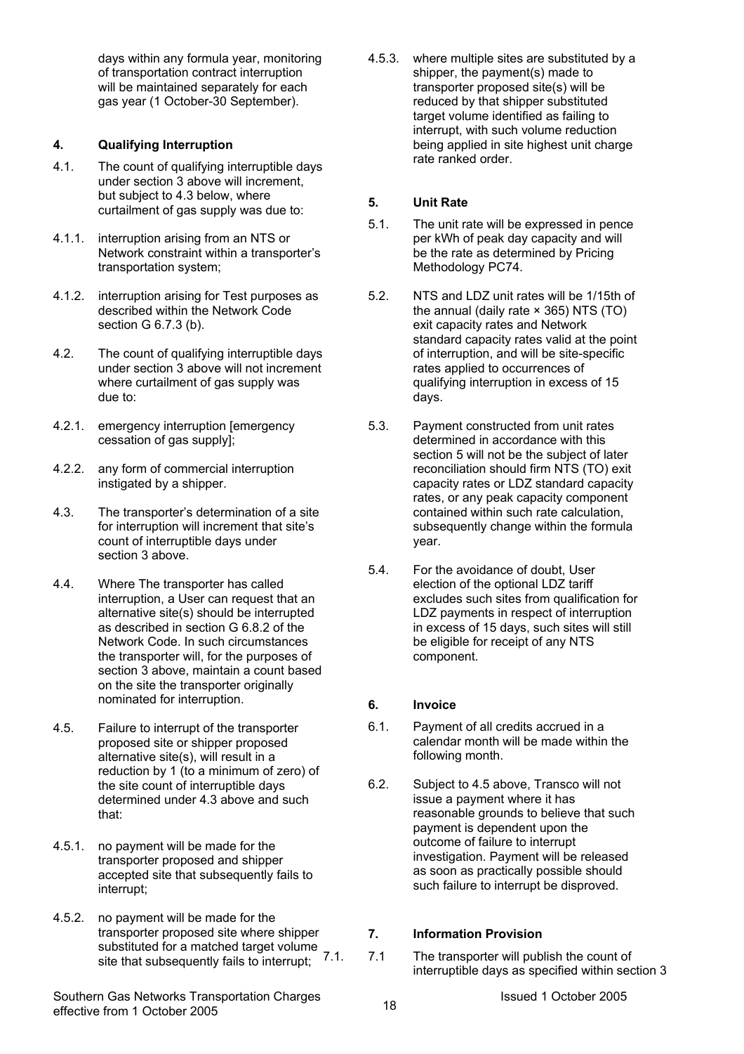days within any formula year, monitoring of transportation contract interruption will be maintained separately for each gas year (1 October-30 September).

## 4. Qualifying Interruption

4.1. The count of qualifying interruptible days under section 3 above will increment, but subject to 4.3 below, where curtailment of gas supply was due to:

4.1.1. interruption arising from an NTS or Network constraint within a transporter's transportation system;

4.1.2. interruption arising for Test purposes as described within the Network Code section G 6.7.3 (b).

4.2. The count of qualifying interruptible days under section 3 above will not increment where curtailment of gas supply was due to:

4.2.1. emergency interruption [emergency cessation of gas supply];

4.2.2. any form of commercial interruption instigated by a shipper.

4.3. The transporter's determination of a site for interruption will increment that site's count of interruptible days under section 3 above.

4.4. Where The transporter has called interruption, a User can request that an alternative site(s) should be interrupted as described in section G 6.8.2 of the Network Code. In such circumstances the transporter will, for the purposes of section 3 above, maintain a count based on the site the transporter originally nominated for interruption.

4.5. Failure to interrupt of the transporter proposed site or shipper proposed alternative site(s), will result in a reduction by 1 (to a minimum of zero) of the site count of interruptible days determined under 4.3 above and such that:

4.5.1. no payment will be made for the transporter proposed and shipper accepted site that subsequently fails to interrupt;

4.5.2. no payment will be made for the transporter proposed site where shipper substituted for a matched target volume site that subsequently fails to interrupt;

4.5.3. where multiple sites are substituted by a shipper, the payment(s) made to transporter proposed site(s) will be reduced by that shipper substituted target volume identified as failing to interrupt, with such volume reduction being applied in site highest unit charge rate ranked order.

## 5. Unit Rate

5.1. The unit rate will be expressed in pence per kWh of peak day capacity and will be the rate as determined by Pricing Methodology PC74.

5.2. NTS and LDZ unit rates will be 1/15th of the annual (daily rate × 365) NTS (TO) exit capacity rates and Network standard capacity rates valid at the point of interruption, and will be site-specific rates applied to occurrences of qualifying interruption in excess of 15 days.

5.3. Payment constructed from unit rates determined in accordance with this section 5 will not be the subject of later reconciliation should firm NTS (TO) exit capacity rates or LDZ standard capacity rates, or any peak capacity component contained within such rate calculation, subsequently change within the formula year.

5.4. For the avoidance of doubt, User election of the optional LDZ tariff excludes such sites from qualification for LDZ payments in respect of interruption in excess of 15 days, such sites will still be eligible for receipt of any NTS component.

## 6. Invoice

6.1. Payment of all credits accrued in a calendar month will be made within the following month.

6.2. Subject to 4.5 above, Transco will not issue a payment where it has reasonable grounds to believe that such payment is dependent upon the outcome of failure to interrupt investigation. Payment will be released as soon as practically possible should such failure to interrupt be disproved.

## 7. Information Provision

7.1. 7.1 The transporter will publish the count of interruptible days as specified within section 3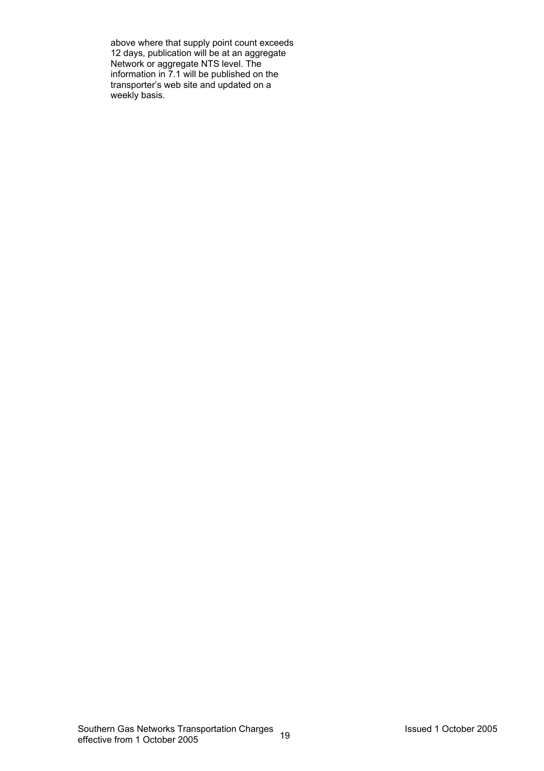above where that supply point count exceeds 12 days, publication will be at an aggregate Network or aggregate NTS level. The information in 7.1 will be published on the transporter's web site and updated on a weekly basis.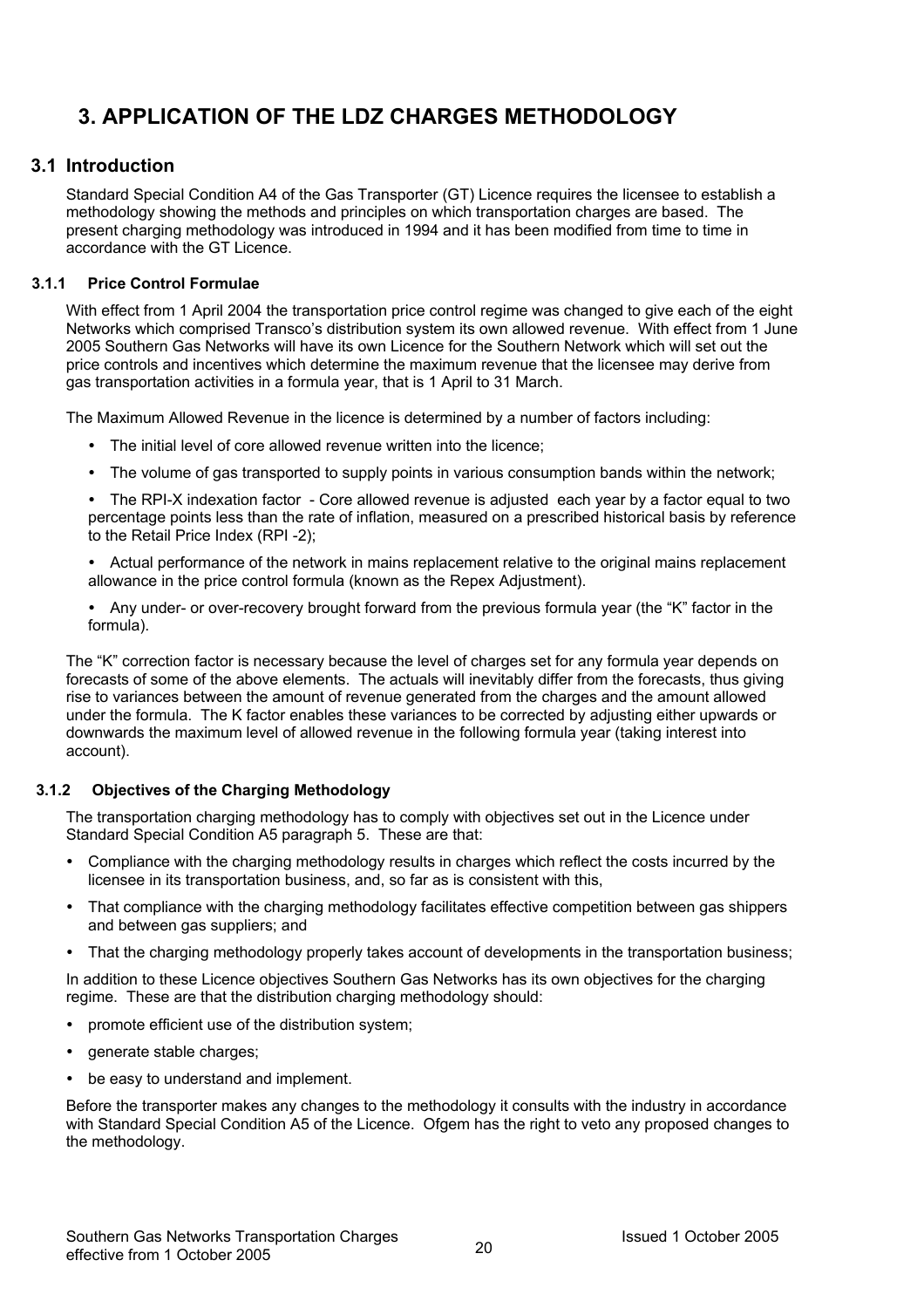# 3. APPLICATION OF THE LDZ CHARGES METHODOLOGY

## 3.1 Introduction

Standard Special Condition A4 of the Gas Transporter (GT) Licence requires the licensee to establish a methodology showing the methods and principles on which transportation charges are based. The present charging methodology was introduced in 1994 and it has been modified from time to time in accordance with the GT Licence.

### 3.1.1 Price Control Formulae

With effect from 1 April 2004 the transportation price control regime was changed to give each of the eight Networks which comprised Transco's distribution system its own allowed revenue. With effect from 1 June 2005 Southern Gas Networks will have its own Licence for the Southern Network which will set out the price controls and incentives which determine the maximum revenue that the licensee may derive from gas transportation activities in a formula year, that is 1 April to 31 March.

The Maximum Allowed Revenue in the licence is determined by a number of factors including:

- The initial level of core allowed revenue written into the licence;
- The volume of gas transported to supply points in various consumption bands within the network;
- The RPI-X indexation factor - Core allowed revenue is adjusted each year by a factor equal to two percentage points less than the rate of inflation, measured on a prescribed historical basis by reference to the Retail Price Index (RPI -2);
- Actual performance of the network in mains replacement relative to the original mains replacement allowance in the price control formula (known as the Repex Adjustment).
- Any under- or over-recovery brought forward from the previous formula year (the "K" factor in the formula).

The "K" correction factor is necessary because the level of charges set for any formula year depends on forecasts of some of the above elements. The actuals will inevitably differ from the forecasts, thus giving rise to variances between the amount of revenue generated from the charges and the amount allowed under the formula. The K factor enables these variances to be corrected by adjusting either upwards or downwards the maximum level of allowed revenue in the following formula year (taking interest into account).

### 3.1.2 Objectives of the Charging Methodology

The transportation charging methodology has to comply with objectives set out in the Licence under Standard Special Condition A5 paragraph 5. These are that:

- Compliance with the charging methodology results in charges which reflect the costs incurred by the licensee in its transportation business, and, so far as is consistent with this,
- That compliance with the charging methodology facilitates effective competition between gas shippers and between gas suppliers; and
- That the charging methodology properly takes account of developments in the transportation business;

In addition to these Licence objectives Southern Gas Networks has its own objectives for the charging regime. These are that the distribution charging methodology should:

- promote efficient use of the distribution system;
- generate stable charges;
- be easy to understand and implement.

Before the transporter makes any changes to the methodology it consults with the industry in accordance with Standard Special Condition A5 of the Licence. Ofgem has the right to veto any proposed changes to the methodology.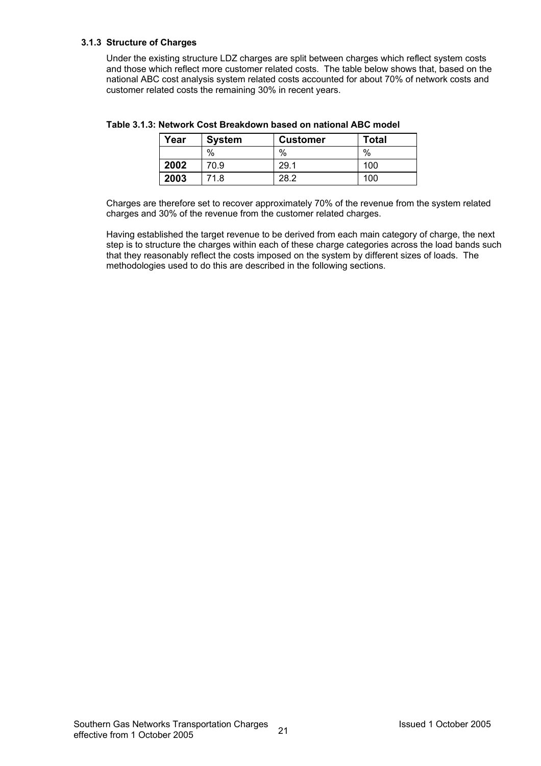### 3.1.3 Structure of Charges

Under the existing structure LDZ charges are split between charges which reflect system costs and those which reflect more customer related costs. The table below shows that, based on the national ABC cost analysis system related costs accounted for about 70% of network costs and customer related costs the remaining 30% in recent years.

**Table 3.1.3: Network Cost Breakdown based on national ABC model**

| Year | System | Customer | Total |
|---|---|---|---|
| | % | % | % |
| **2002** | 70.9 | 29.1 | 100 |
| **2003** | 71.8 | 28.2 | 100 |

Charges are therefore set to recover approximately 70% of the revenue from the system related charges and 30% of the revenue from the customer related charges.

Having established the target revenue to be derived from each main category of charge, the next step is to structure the charges within each of these charge categories across the load bands such that they reasonably reflect the costs imposed on the system by different sizes of loads. The methodologies used to do this are described in the following sections.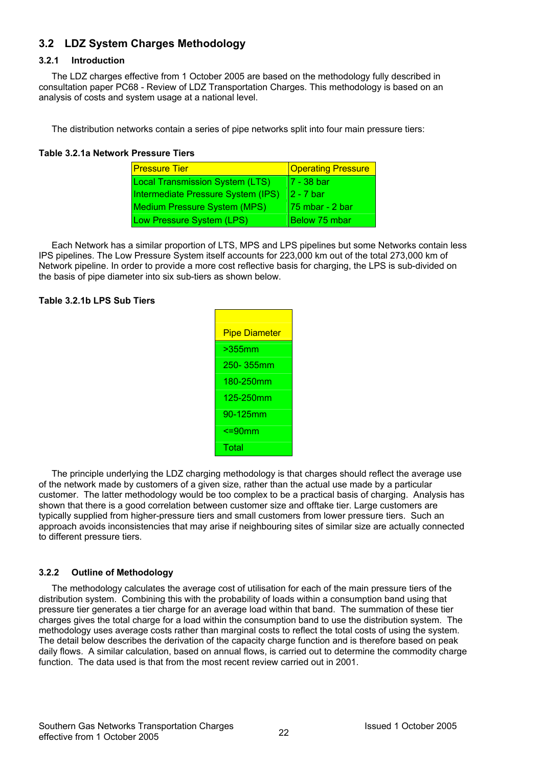## 3.2 LDZ System Charges Methodology

### 3.2.1 Introduction

The LDZ charges effective from 1 October 2005 are based on the methodology fully described in consultation paper PC68 - Review of LDZ Transportation Charges. This methodology is based on an analysis of costs and system usage at a national level.

The distribution networks contain a series of pipe networks split into four main pressure tiers:

**Table 3.2.1a Network Pressure Tiers**

| Pressure Tier | Operating Pressure |
|---|---|
| Local Transmission System (LTS) | 7 - 38 bar |
| Intermediate Pressure System (IPS) | 2 - 7 bar |
| Medium Pressure System (MPS) | 75 mbar - 2 bar |
| Low Pressure System (LPS) | Below 75 mbar |

Each Network has a similar proportion of LTS, MPS and LPS pipelines but some Networks contain less IPS pipelines. The Low Pressure System itself accounts for 223,000 km out of the total 273,000 km of Network pipeline. In order to provide a more cost reflective basis for charging, the LPS is sub-divided on the basis of pipe diameter into six sub-tiers as shown below.

**Table 3.2.1b LPS Sub Tiers**

| Pipe Diameter |
|---|
| >355mm |
| 250- 355mm |
| 180-250mm |
| 125-250mm |
| 90-125mm |
| <=90mm |
| Total |

The principle underlying the LDZ charging methodology is that charges should reflect the average use of the network made by customers of a given size, rather than the actual use made by a particular customer. The latter methodology would be too complex to be a practical basis of charging. Analysis has shown that there is a good correlation between customer size and offtake tier. Large customers are typically supplied from higher-pressure tiers and small customers from lower pressure tiers. Such an approach avoids inconsistencies that may arise if neighbouring sites of similar size are actually connected to different pressure tiers.

### 3.2.2 Outline of Methodology

The methodology calculates the average cost of utilisation for each of the main pressure tiers of the distribution system. Combining this with the probability of loads within a consumption band using that pressure tier generates a tier charge for an average load within that band. The summation of these tier charges gives the total charge for a load within the consumption band to use the distribution system. The methodology uses average costs rather than marginal costs to reflect the total costs of using the system. The detail below describes the derivation of the capacity charge function and is therefore based on peak daily flows. A similar calculation, based on annual flows, is carried out to determine the commodity charge function. The data used is that from the most recent review carried out in 2001.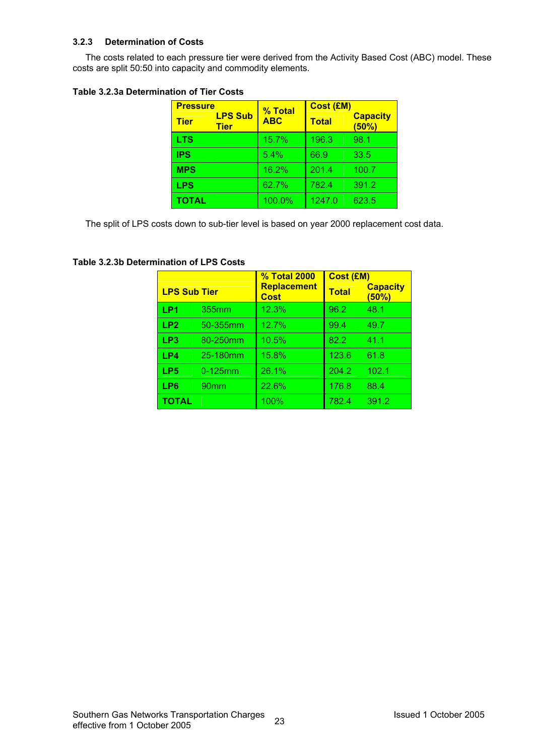### 3.2.3 Determination of Costs

The costs related to each pressure tier were derived from the Activity Based Cost (ABC) model. These costs are split 50:50 into capacity and commodity elements.

**Table 3.2.3a Determination of Tier Costs**

| Pressure Tier | LPS Sub Tier | % Total ABC | Cost (£M) Total | Capacity (50%) |
|---|---|---|---|---|
| **LTS** | | 15.7% | 196.3 | 98.1 |
| **IPS** | | 5.4% | 66.9 | 33.5 |
| **MPS** | | 16.2% | 201.4 | 100.7 |
| **LPS** | | 62.7% | 782.4 | 391.2 |
| **TOTAL** | | 100.0% | 1247.0 | 623.5 |

The split of LPS costs down to sub-tier level is based on year 2000 replacement cost data.

**Table 3.2.3b Determination of LPS Costs**

| LPS Sub Tier | | % Total 2000 Replacement Cost | Cost (£M) Total | Capacity (50%) |
|---|---|---|---|---|
| **LP1** | 355mm | 12.3% | 96.2 | 48.1 |
| **LP2** | 50-355mm | 12.7% | 99.4 | 49.7 |
| **LP3** | 80-250mm | 10.5% | 82.2 | 41.1 |
| **LP4** | 25-180mm | 15.8% | 123.6 | 61.8 |
| **LP5** | 0-125mm | 26.1% | 204.2 | 102.1 |
| **LP6** | 90mm | 22.6% | 176.8 | 88.4 |
| **TOTAL** | | 100% | 782.4 | 391.2 |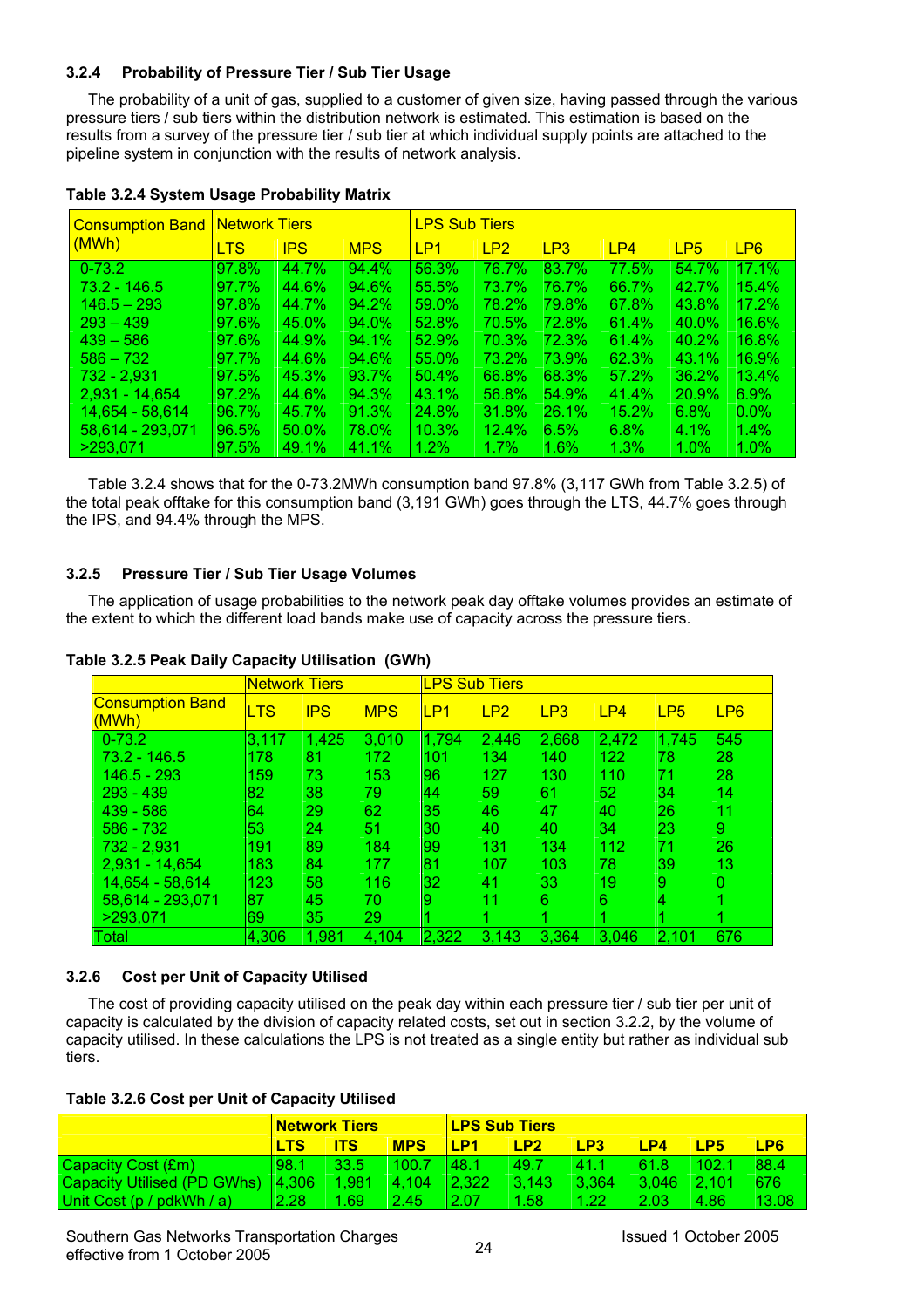### 3.2.4 Probability of Pressure Tier / Sub Tier Usage

The probability of a unit of gas, supplied to a customer of given size, having passed through the various pressure tiers / sub tiers within the distribution network is estimated. This estimation is based on the results from a survey of the pressure tier / sub tier at which individual supply points are attached to the pipeline system in conjunction with the results of network analysis.

**Table 3.2.4 System Usage Probability Matrix**

| Consumption Band (MWh) | Network Tiers | | | LPS Sub Tiers | | | | | |
|---|---|---|---|---|---|---|---|---|---|
| | LTS | IPS | MPS | LP1 | LP2 | LP3 | LP4 | LP5 | LP6 |
| 0-73.2 | 97.8% | 44.7% | 94.4% | 56.3% | 76.7% | 83.7% | 77.5% | 54.7% | 17.1% |
| 73.2 - 146.5 | 97.7% | 44.6% | 94.6% | 55.5% | 73.7% | 76.7% | 66.7% | 42.7% | 15.4% |
| 146.5 – 293 | 97.8% | 44.7% | 94.2% | 59.0% | 78.2% | 79.8% | 67.8% | 43.8% | 17.2% |
| 293 – 439 | 97.6% | 45.0% | 94.0% | 52.8% | 70.5% | 72.8% | 61.4% | 40.0% | 16.6% |
| 439 – 586 | 97.6% | 44.9% | 94.1% | 52.9% | 70.3% | 72.3% | 61.4% | 40.2% | 16.8% |
| 586 – 732 | 97.7% | 44.6% | 94.6% | 55.0% | 73.2% | 73.9% | 62.3% | 43.1% | 16.9% |
| 732 - 2,931 | 97.5% | 45.3% | 93.7% | 50.4% | 66.8% | 68.3% | 57.2% | 36.2% | 13.4% |
| 2,931 - 14,654 | 97.2% | 44.6% | 94.3% | 43.1% | 56.8% | 54.9% | 41.4% | 20.9% | 6.9% |
| 14,654 - 58,614 | 96.7% | 45.7% | 91.3% | 24.8% | 31.8% | 26.1% | 15.2% | 6.8% | 0.0% |
| 58,614 - 293,071 | 96.5% | 50.0% | 78.0% | 10.3% | 12.4% | 6.5% | 6.8% | 4.1% | 1.4% |
| >293,071 | 97.5% | 49.1% | 41.1% | 1.2% | 1.7% | 1.6% | 1.3% | 1.0% | 1.0% |

Table 3.2.4 shows that for the 0-73.2MWh consumption band 97.8% (3,117 GWh from Table 3.2.5) of the total peak offtake for this consumption band (3,191 GWh) goes through the LTS, 44.7% goes through the IPS, and 94.4% through the MPS.

### 3.2.5 Pressure Tier / Sub Tier Usage Volumes

The application of usage probabilities to the network peak day offtake volumes provides an estimate of the extent to which the different load bands make use of capacity across the pressure tiers.

**Table 3.2.5 Peak Daily Capacity Utilisation (GWh)**

| | Network Tiers | | | LPS Sub Tiers | | | | | |
|---|---|---|---|---|---|---|---|---|---|
| Consumption Band (MWh) | LTS | IPS | MPS | LP1 | LP2 | LP3 | LP4 | LP5 | LP6 |
| 0-73.2 | 3,117 | 1,425 | 3,010 | 1,794 | 2,446 | 2,668 | 2,472 | 1,745 | 545 |
| 73.2 - 146.5 | 178 | 81 | 172 | 101 | 134 | 140 | 122 | 78 | 28 |
| 146.5 - 293 | 159 | 73 | 153 | 96 | 127 | 130 | 110 | 71 | 28 |
| 293 - 439 | 82 | 38 | 79 | 44 | 59 | 61 | 52 | 34 | 14 |
| 439 - 586 | 64 | 29 | 62 | 35 | 46 | 47 | 40 | 26 | 11 |
| 586 - 732 | 53 | 24 | 51 | 30 | 40 | 40 | 34 | 23 | 9 |
| 732 - 2,931 | 191 | 89 | 184 | 99 | 131 | 134 | 112 | 71 | 26 |
| 2,931 - 14,654 | 183 | 84 | 177 | 81 | 107 | 103 | 78 | 39 | 13 |
| 14,654 - 58,614 | 123 | 58 | 116 | 32 | 41 | 33 | 19 | 9 | 0 |
| 58,614 - 293,071 | 87 | 45 | 70 | 9 | 11 | 6 | 6 | 4 | 1 |
| >293,071 | 69 | 35 | 29 | 1 | 1 | 1 | 1 | 1 | 1 |
| Total | 4,306 | 1,981 | 4,104 | 2,322 | 3,143 | 3,364 | 3,046 | 2,101 | 676 |

### 3.2.6 Cost per Unit of Capacity Utilised

The cost of providing capacity utilised on the peak day within each pressure tier / sub tier per unit of capacity is calculated by the division of capacity related costs, set out in section 3.2.2, by the volume of capacity utilised. In these calculations the LPS is not treated as a single entity but rather as individual sub tiers.

**Table 3.2.6 Cost per Unit of Capacity Utilised**

| | Network Tiers | | | LPS Sub Tiers | | | | | |
|---|---|---|---|---|---|---|---|---|---|
| | LTS | ITS | MPS | LP1 | LP2 | LP3 | LP4 | LP5 | LP6 |
| Capacity Cost (£m) | 98.1 | 33.5 | 100.7 | 48.1 | 49.7 | 41.1 | 61.8 | 102.1 | 88.4 |
| Capacity Utilised (PD GWhs) | 4,306 | 1,981 | 4,104 | 2,322 | 3,143 | 3,364 | 3,046 | 2,101 | 676 |
| Unit Cost (p / pdkWh / a) | 2.28 | 1.69 | 2.45 | 2.07 | 1.58 | 1.22 | 2.03 | 4.86 | 13.08 |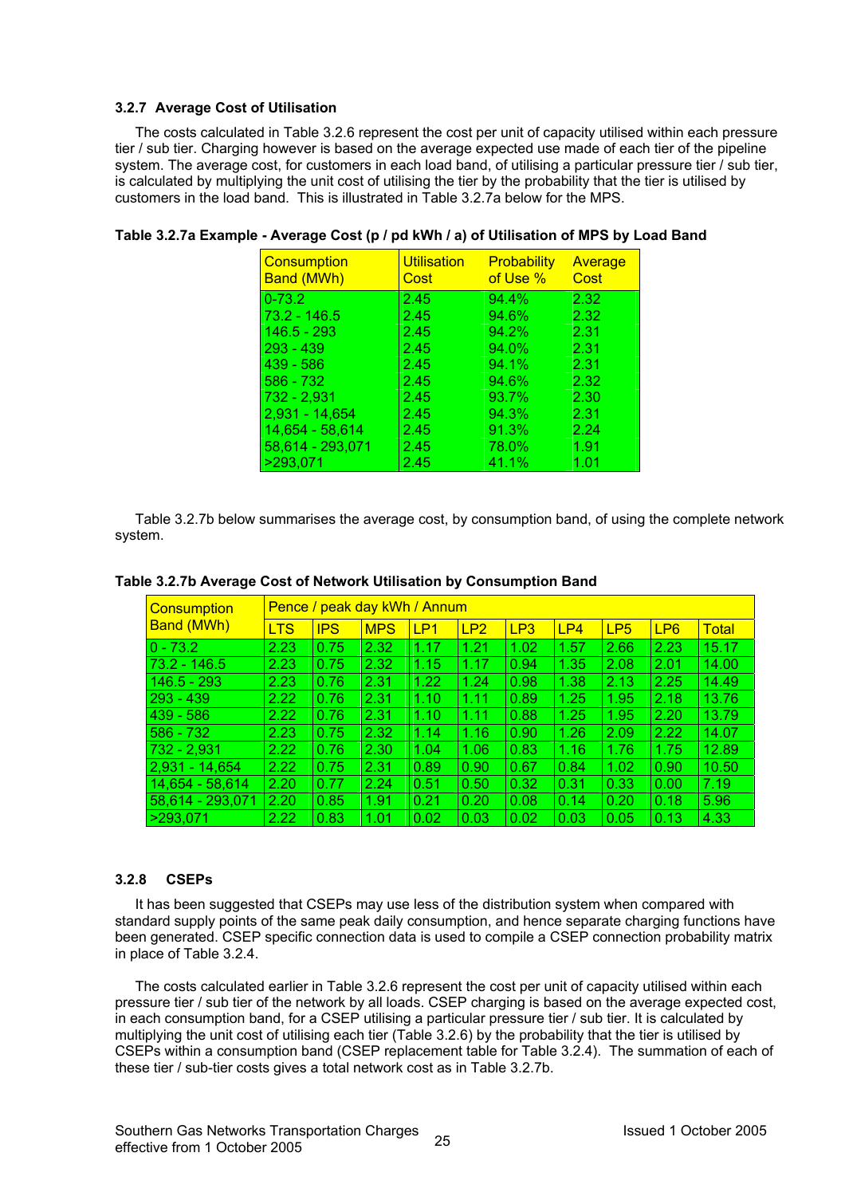### 3.2.7 Average Cost of Utilisation

The costs calculated in Table 3.2.6 represent the cost per unit of capacity utilised within each pressure tier / sub tier. Charging however is based on the average expected use made of each tier of the pipeline system. The average cost, for customers in each load band, of utilising a particular pressure tier / sub tier, is calculated by multiplying the unit cost of utilising the tier by the probability that the tier is utilised by customers in the load band. This is illustrated in Table 3.2.7a below for the MPS.

**Table 3.2.7a Example - Average Cost (p / pd kWh / a) of Utilisation of MPS by Load Band**

| Consumption Band (MWh) | Utilisation Cost | Probability of Use % | Average Cost |
|---|---|---|---|
| 0-73.2 | 2.45 | 94.4% | 2.32 |
| 73.2 - 146.5 | 2.45 | 94.6% | 2.32 |
| 146.5 - 293 | 2.45 | 94.2% | 2.31 |
| 293 - 439 | 2.45 | 94.0% | 2.31 |
| 439 - 586 | 2.45 | 94.1% | 2.31 |
| 586 - 732 | 2.45 | 94.6% | 2.32 |
| 732 - 2,931 | 2.45 | 93.7% | 2.30 |
| 2,931 - 14,654 | 2.45 | 94.3% | 2.31 |
| 14,654 - 58,614 | 2.45 | 91.3% | 2.24 |
| 58,614 - 293,071 | 2.45 | 78.0% | 1.91 |
| >293,071 | 2.45 | 41.1% | 1.01 |

Table 3.2.7b below summarises the average cost, by consumption band, of using the complete network system.

**Table 3.2.7b Average Cost of Network Utilisation by Consumption Band**

| Consumption Band (MWh) | Pence / peak day kWh / Annum | | | | | | | | | |
|---|---|---|---|---|---|---|---|---|---|---|
| | LTS | IPS | MPS | LP1 | LP2 | LP3 | LP4 | LP5 | LP6 | Total |
| 0 - 73.2 | 2.23 | 0.75 | 2.32 | 1.17 | 1.21 | 1.02 | 1.57 | 2.66 | 2.23 | 15.17 |
| 73.2 - 146.5 | 2.23 | 0.75 | 2.32 | 1.15 | 1.17 | 0.94 | 1.35 | 2.08 | 2.01 | 14.00 |
| 146.5 - 293 | 2.23 | 0.76 | 2.31 | 1.22 | 1.24 | 0.98 | 1.38 | 2.13 | 2.25 | 14.49 |
| 293 - 439 | 2.22 | 0.76 | 2.31 | 1.10 | 1.11 | 0.89 | 1.25 | 1.95 | 2.18 | 13.76 |
| 439 - 586 | 2.22 | 0.76 | 2.31 | 1.10 | 1.11 | 0.88 | 1.25 | 1.95 | 2.20 | 13.79 |
| 586 - 732 | 2.23 | 0.75 | 2.32 | 1.14 | 1.16 | 0.90 | 1.26 | 2.09 | 2.22 | 14.07 |
| 732 - 2,931 | 2.22 | 0.76 | 2.30 | 1.04 | 1.06 | 0.83 | 1.16 | 1.76 | 1.75 | 12.89 |
| 2,931 - 14,654 | 2.22 | 0.75 | 2.31 | 0.89 | 0.90 | 0.67 | 0.84 | 1.02 | 0.90 | 10.50 |
| 14,654 - 58,614 | 2.20 | 0.77 | 2.24 | 0.51 | 0.50 | 0.32 | 0.31 | 0.33 | 0.00 | 7.19 |
| 58,614 - 293,071 | 2.20 | 0.85 | 1.91 | 0.21 | 0.20 | 0.08 | 0.14 | 0.20 | 0.18 | 5.96 |
| >293,071 | 2.22 | 0.83 | 1.01 | 0.02 | 0.03 | 0.02 | 0.03 | 0.05 | 0.13 | 4.33 |

### 3.2.8 CSEPs

It has been suggested that CSEPs may use less of the distribution system when compared with standard supply points of the same peak daily consumption, and hence separate charging functions have been generated. CSEP specific connection data is used to compile a CSEP connection probability matrix in place of Table 3.2.4.

The costs calculated earlier in Table 3.2.6 represent the cost per unit of capacity utilised within each pressure tier / sub tier of the network by all loads. CSEP charging is based on the average expected cost, in each consumption band, for a CSEP utilising a particular pressure tier / sub tier. It is calculated by multiplying the unit cost of utilising each tier (Table 3.2.6) by the probability that the tier is utilised by CSEPs within a consumption band (CSEP replacement table for Table 3.2.4). The summation of each of these tier / sub-tier costs gives a total network cost as in Table 3.2.7b.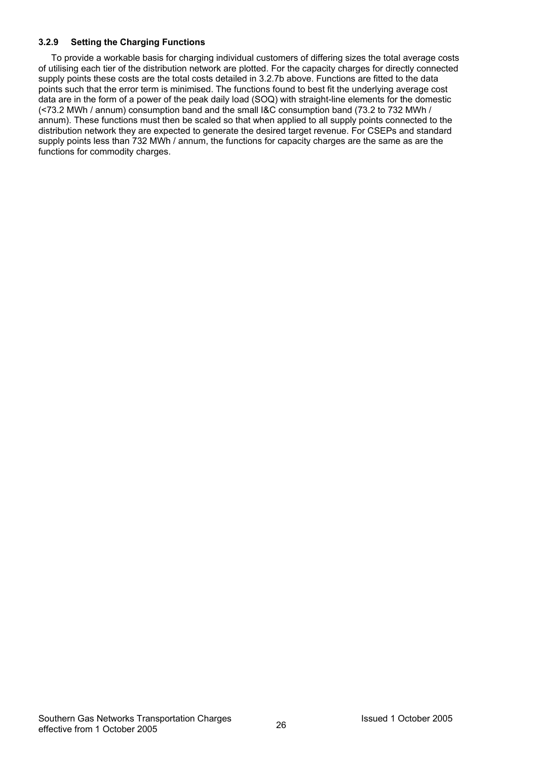#### 3.2.9 Setting the Charging Functions

To provide a workable basis for charging individual customers of differing sizes the total average costs of utilising each tier of the distribution network are plotted. For the capacity charges for directly connected supply points these costs are the total costs detailed in 3.2.7b above. Functions are fitted to the data points such that the error term is minimised. The functions found to best fit the underlying average cost data are in the form of a power of the peak daily load (SOQ) with straight-line elements for the domestic (<73.2 MWh / annum) consumption band and the small I&C consumption band (73.2 to 732 MWh / annum). These functions must then be scaled so that when applied to all supply points connected to the distribution network they are expected to generate the desired target revenue. For CSEPs and standard supply points less than 732 MWh / annum, the functions for capacity charges are the same as are the functions for commodity charges.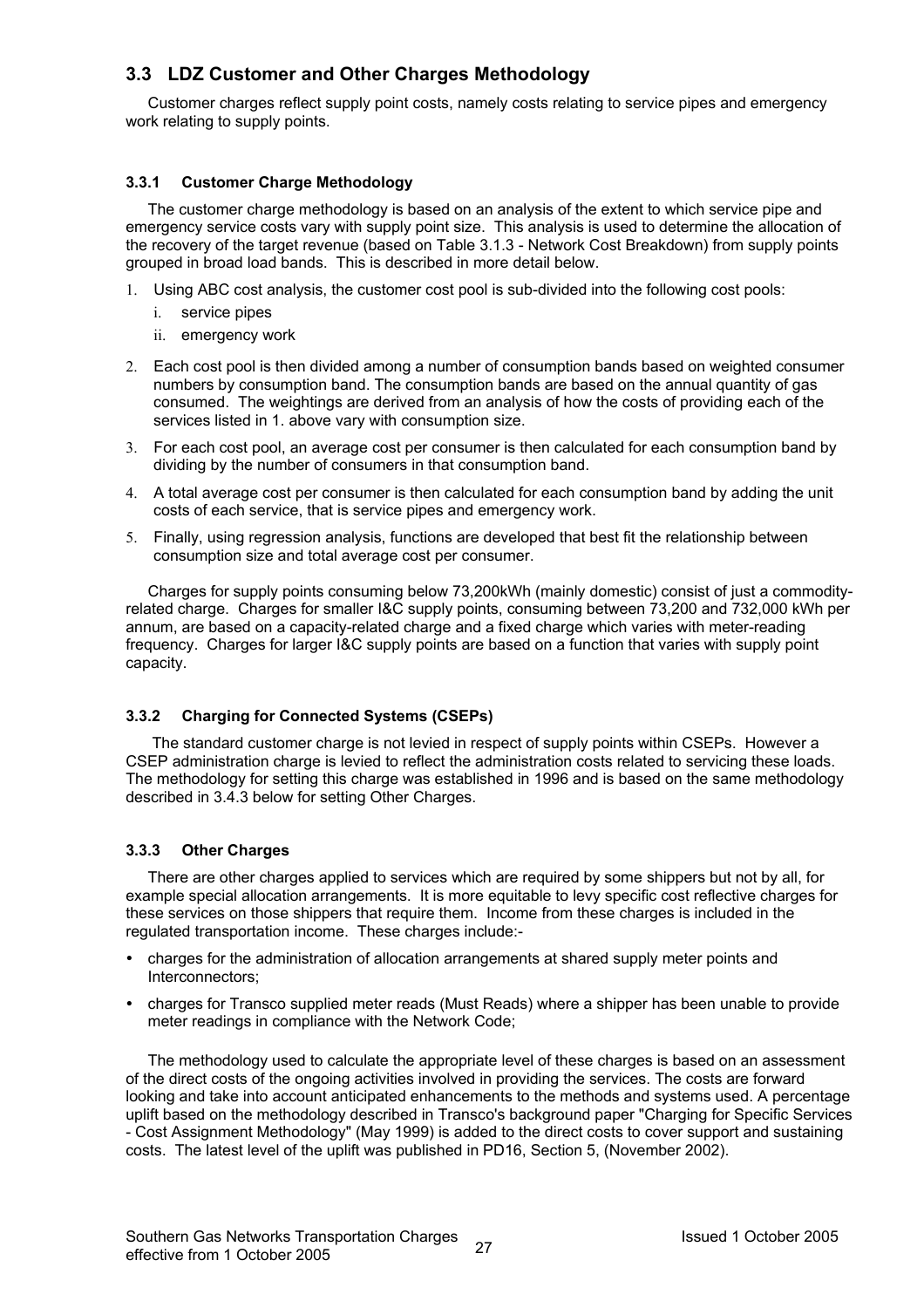## 3.3 LDZ Customer and Other Charges Methodology

Customer charges reflect supply point costs, namely costs relating to service pipes and emergency work relating to supply points.

### 3.3.1 Customer Charge Methodology

The customer charge methodology is based on an analysis of the extent to which service pipe and emergency service costs vary with supply point size. This analysis is used to determine the allocation of the recovery of the target revenue (based on Table 3.1.3 - Network Cost Breakdown) from supply points grouped in broad load bands. This is described in more detail below.

1. Using ABC cost analysis, the customer cost pool is sub-divided into the following cost pools:
   i. service pipes
   ii. emergency work
2. Each cost pool is then divided among a number of consumption bands based on weighted consumer numbers by consumption band. The consumption bands are based on the annual quantity of gas consumed. The weightings are derived from an analysis of how the costs of providing each of the services listed in 1. above vary with consumption size.
3. For each cost pool, an average cost per consumer is then calculated for each consumption band by dividing by the number of consumers in that consumption band.
4. A total average cost per consumer is then calculated for each consumption band by adding the unit costs of each service, that is service pipes and emergency work.
5. Finally, using regression analysis, functions are developed that best fit the relationship between consumption size and total average cost per consumer.

Charges for supply points consuming below 73,200kWh (mainly domestic) consist of just a commodity-related charge. Charges for smaller I&C supply points, consuming between 73,200 and 732,000 kWh per annum, are based on a capacity-related charge and a fixed charge which varies with meter-reading frequency. Charges for larger I&C supply points are based on a function that varies with supply point capacity.

### 3.3.2 Charging for Connected Systems (CSEPs)

The standard customer charge is not levied in respect of supply points within CSEPs. However a CSEP administration charge is levied to reflect the administration costs related to servicing these loads. The methodology for setting this charge was established in 1996 and is based on the same methodology described in 3.4.3 below for setting Other Charges.

### 3.3.3 Other Charges

There are other charges applied to services which are required by some shippers but not by all, for example special allocation arrangements. It is more equitable to levy specific cost reflective charges for these services on those shippers that require them. Income from these charges is included in the regulated transportation income. These charges include:-

- charges for the administration of allocation arrangements at shared supply meter points and Interconnectors;
- charges for Transco supplied meter reads (Must Reads) where a shipper has been unable to provide meter readings in compliance with the Network Code;

The methodology used to calculate the appropriate level of these charges is based on an assessment of the direct costs of the ongoing activities involved in providing the services. The costs are forward looking and take into account anticipated enhancements to the methods and systems used. A percentage uplift based on the methodology described in Transco's background paper "Charging for Specific Services - Cost Assignment Methodology" (May 1999) is added to the direct costs to cover support and sustaining costs. The latest level of the uplift was published in PD16, Section 5, (November 2002).